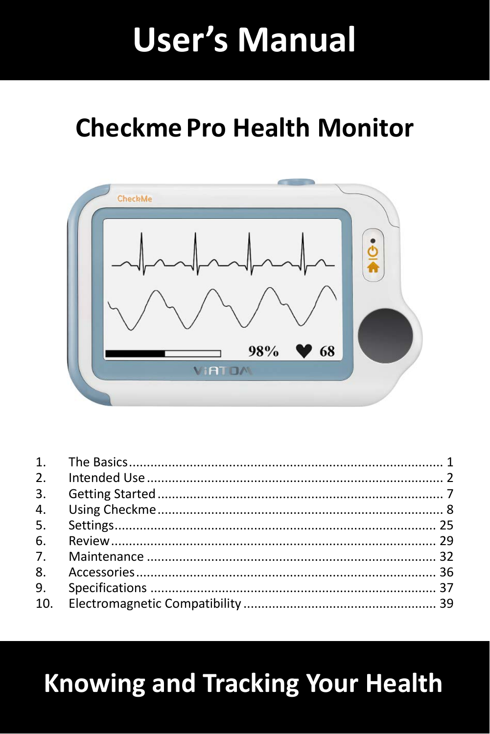# User's Manual

## Checkme Pro Health Monitor

1. The Basics ........................................ 1
2. Intended Use ........................................ 2
3. Getting Started ........................................ 7
4. Using Checkme ........................................ 8
5. Settings ........................................ 25
6. Review ........................................ 29
7. Maintenance ........................................ 32
8. Accessories ........................................ 36
9. Specifications ........................................ 37
10. Electromagnetic Compatibility ........................................ 39

# Knowing and Tracking Your Health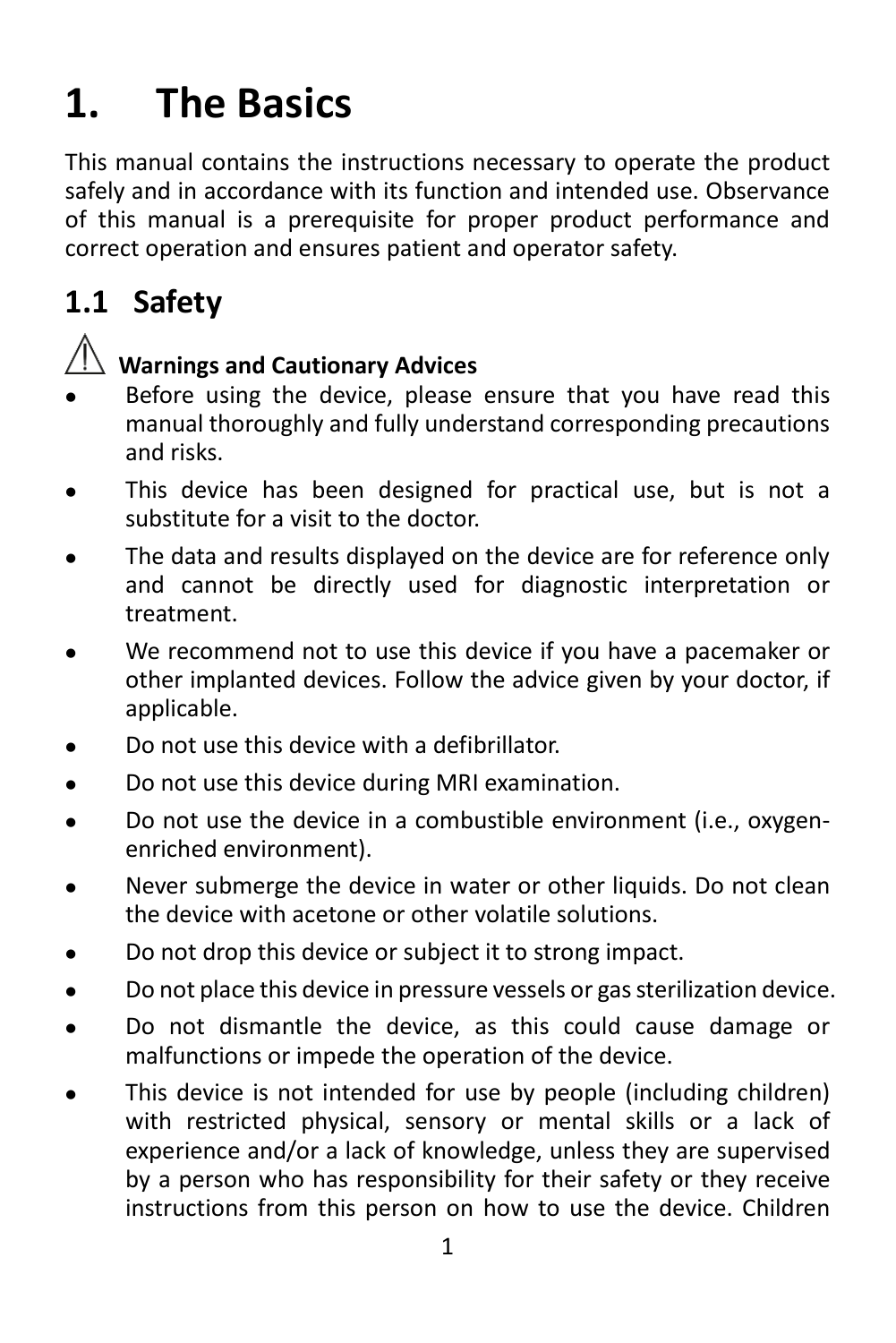# 1. The Basics

This manual contains the instructions necessary to operate the product safely and in accordance with its function and intended use. Observance of this manual is a prerequisite for proper product performance and correct operation and ensures patient and operator safety.

## 1.1 Safety

⚠ **Warnings and Cautionary Advices**

- Before using the device, please ensure that you have read this manual thoroughly and fully understand corresponding precautions and risks.
- This device has been designed for practical use, but is not a substitute for a visit to the doctor.
- The data and results displayed on the device are for reference only and cannot be directly used for diagnostic interpretation or treatment.
- We recommend not to use this device if you have a pacemaker or other implanted devices. Follow the advice given by your doctor, if applicable.
- Do not use this device with a defibrillator.
- Do not use this device during MRI examination.
- Do not use the device in a combustible environment (i.e., oxygen-enriched environment).
- Never submerge the device in water or other liquids. Do not clean the device with acetone or other volatile solutions.
- Do not drop this device or subject it to strong impact.
- Do not place this device in pressure vessels or gas sterilization device.
- Do not dismantle the device, as this could cause damage or malfunctions or impede the operation of the device.
- This device is not intended for use by people (including children) with restricted physical, sensory or mental skills or a lack of experience and/or a lack of knowledge, unless they are supervised by a person who has responsibility for their safety or they receive instructions from this person on how to use the device. Children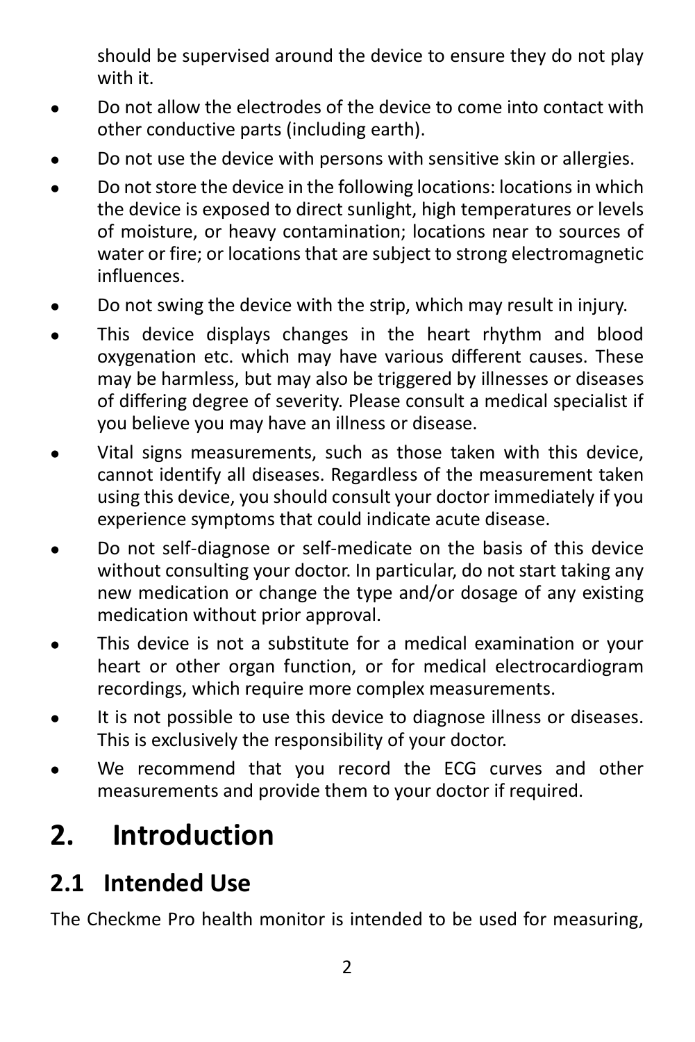should be supervised around the device to ensure they do not play with it.

- Do not allow the electrodes of the device to come into contact with other conductive parts (including earth).
- Do not use the device with persons with sensitive skin or allergies.
- Do not store the device in the following locations: locations in which the device is exposed to direct sunlight, high temperatures or levels of moisture, or heavy contamination; locations near to sources of water or fire; or locations that are subject to strong electromagnetic influences.
- Do not swing the device with the strip, which may result in injury.
- This device displays changes in the heart rhythm and blood oxygenation etc. which may have various different causes. These may be harmless, but may also be triggered by illnesses or diseases of differing degree of severity. Please consult a medical specialist if you believe you may have an illness or disease.
- Vital signs measurements, such as those taken with this device, cannot identify all diseases. Regardless of the measurement taken using this device, you should consult your doctor immediately if you experience symptoms that could indicate acute disease.
- Do not self-diagnose or self-medicate on the basis of this device without consulting your doctor. In particular, do not start taking any new medication or change the type and/or dosage of any existing medication without prior approval.
- This device is not a substitute for a medical examination or your heart or other organ function, or for medical electrocardiogram recordings, which require more complex measurements.
- It is not possible to use this device to diagnose illness or diseases. This is exclusively the responsibility of your doctor.
- We recommend that you record the ECG curves and other measurements and provide them to your doctor if required.

# 2. Introduction

## 2.1 Intended Use

The Checkme Pro health monitor is intended to be used for measuring,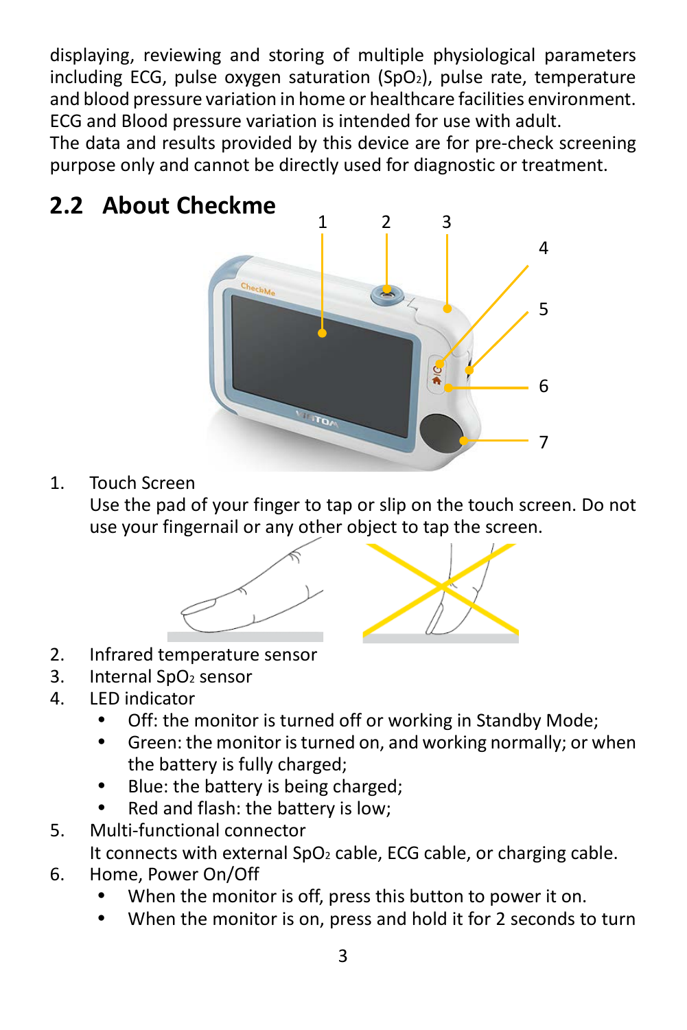displaying, reviewing and storing of multiple physiological parameters including ECG, pulse oxygen saturation ($SpO_2$), pulse rate, temperature and blood pressure variation in home or healthcare facilities environment. ECG and Blood pressure variation is intended for use with adult.
The data and results provided by this device are for pre-check screening purpose only and cannot be directly used for diagnostic or treatment.

## 2.2 About Checkme

1. Touch Screen
   Use the pad of your finger to tap or slip on the touch screen. Do not use your fingernail or any other object to tap the screen.
2. Infrared temperature sensor
3. Internal $SpO_2$ sensor
4. LED indicator
   - Off: the monitor is turned off or working in Standby Mode;
   - Green: the monitor is turned on, and working normally; or when the battery is fully charged;
   - Blue: the battery is being charged;
   - Red and flash: the battery is low;
5. Multi-functional connector
   It connects with external $SpO_2$ cable, ECG cable, or charging cable.
6. Home, Power On/Off
   - When the monitor is off, press this button to power it on.
   - When the monitor is on, press and hold it for 2 seconds to turn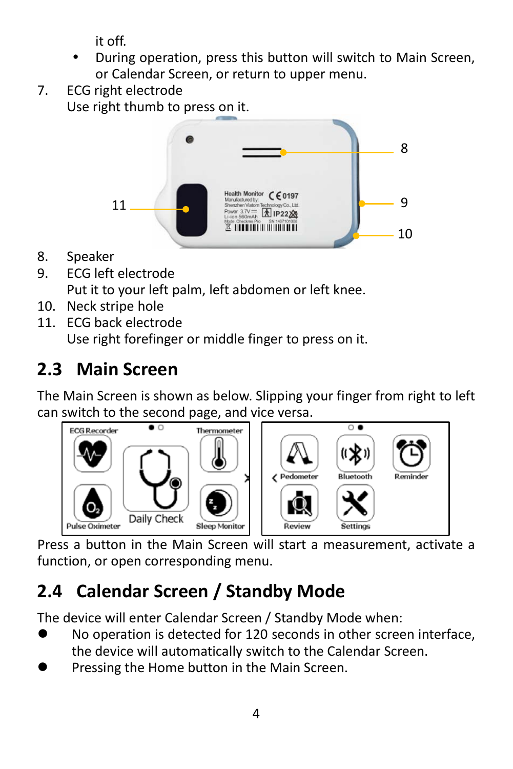it off.

- During operation, press this button will switch to Main Screen, or Calendar Screen, or return to upper menu.

7. ECG right electrode
   Use right thumb to press on it.

8. Speaker
9. ECG left electrode
   Put it to your left palm, left abdomen or left knee.
10. Neck stripe hole
11. ECG back electrode
    Use right forefinger or middle finger to press on it.

## 2.3 Main Screen

The Main Screen is shown as below. Slipping your finger from right to left can switch to the second page, and vice versa.

Press a button in the Main Screen will start a measurement, activate a function, or open corresponding menu.

## 2.4 Calendar Screen / Standby Mode

The device will enter Calendar Screen / Standby Mode when:

- No operation is detected for 120 seconds in other screen interface, the device will automatically switch to the Calendar Screen.
- Pressing the Home button in the Main Screen.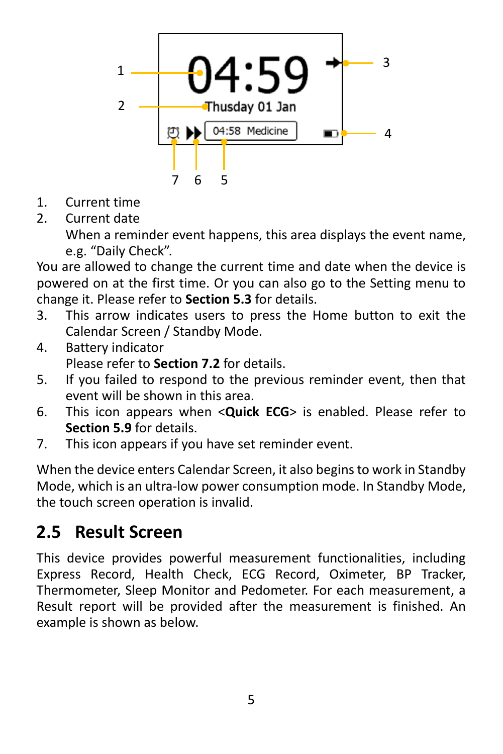1. Current time
2. Current date

   When a reminder event happens, this area displays the event name, e.g. "Daily Check".

You are allowed to change the current time and date when the device is powered on at the first time. Or you can also go to the Setting menu to change it. Please refer to **Section 5.3** for details.

3. This arrow indicates users to press the Home button to exit the Calendar Screen / Standby Mode.
4. Battery indicator

   Please refer to **Section 7.2** for details.
5. If you failed to respond to the previous reminder event, then that event will be shown in this area.
6. This icon appears when <**Quick ECG**> is enabled. Please refer to **Section 5.9** for details.
7. This icon appears if you have set reminder event.

When the device enters Calendar Screen, it also begins to work in Standby Mode, which is an ultra-low power consumption mode. In Standby Mode, the touch screen operation is invalid.

## 2.5 Result Screen

This device provides powerful measurement functionalities, including Express Record, Health Check, ECG Record, Oximeter, BP Tracker, Thermometer, Sleep Monitor and Pedometer. For each measurement, a Result report will be provided after the measurement is finished. An example is shown as below.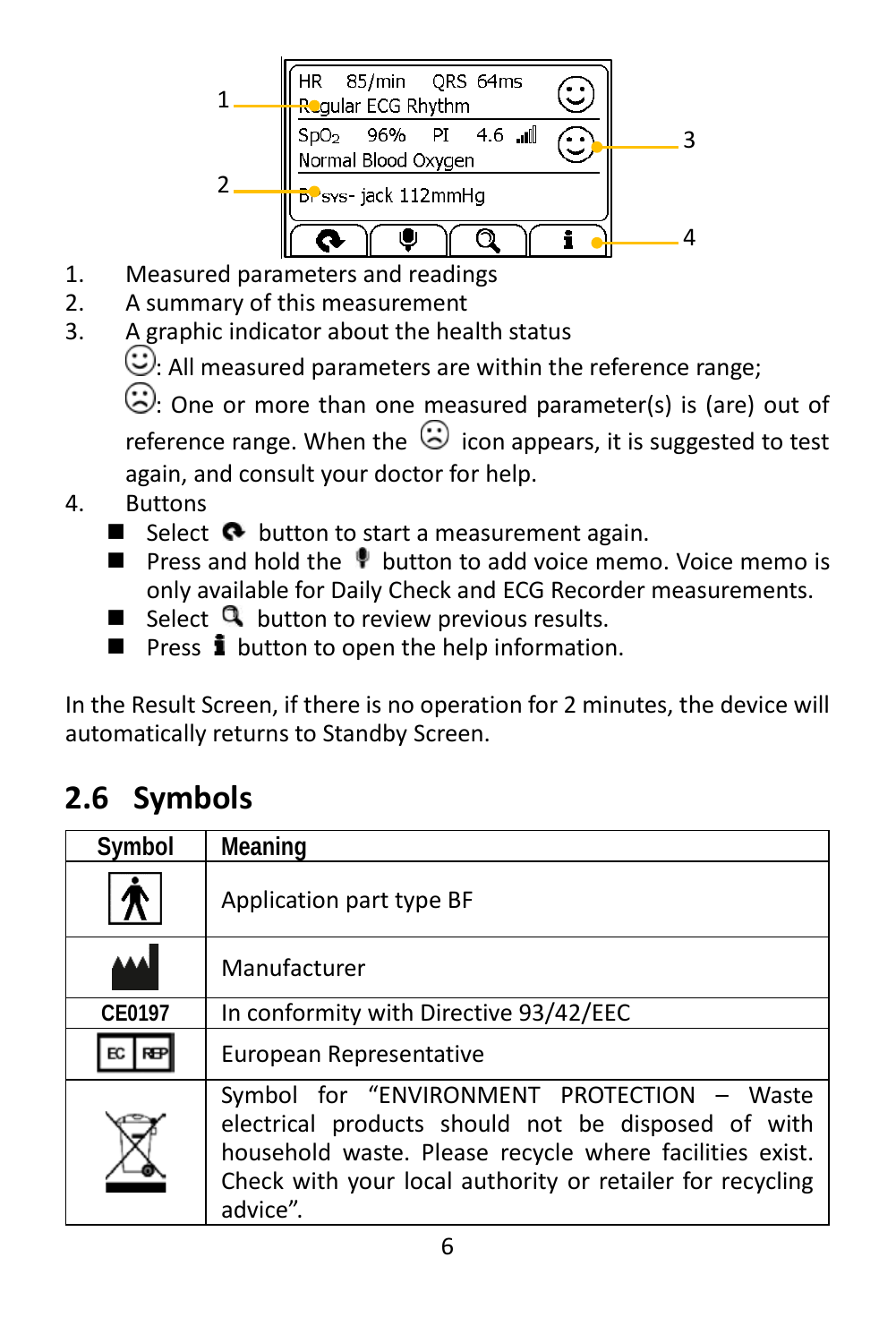1. Measured parameters and readings
2. A summary of this measurement
3. A graphic indicator about the health status
   ☺: All measured parameters are within the reference range;
   ☹: One or more than one measured parameter(s) is (are) out of reference range. When the ☹ icon appears, it is suggested to test again, and consult your doctor for help.
4. Buttons
   - Select button to start a measurement again.
   - Press and hold the button to add voice memo. Voice memo is only available for Daily Check and ECG Recorder measurements.
   - Select button to review previous results.
   - Press button to open the help information.

In the Result Screen, if there is no operation for 2 minutes, the device will automatically returns to Standby Screen.

## 2.6 Symbols

| Symbol | Meaning |
|---|---|
|  | Application part type BF |
|  | Manufacturer |
| CE0197 | In conformity with Directive 93/42/EEC |
| EC REP | European Representative |
|  | Symbol for "ENVIRONMENT PROTECTION – Waste electrical products should not be disposed of with household waste. Please recycle where facilities exist. Check with your local authority or retailer for recycling advice". |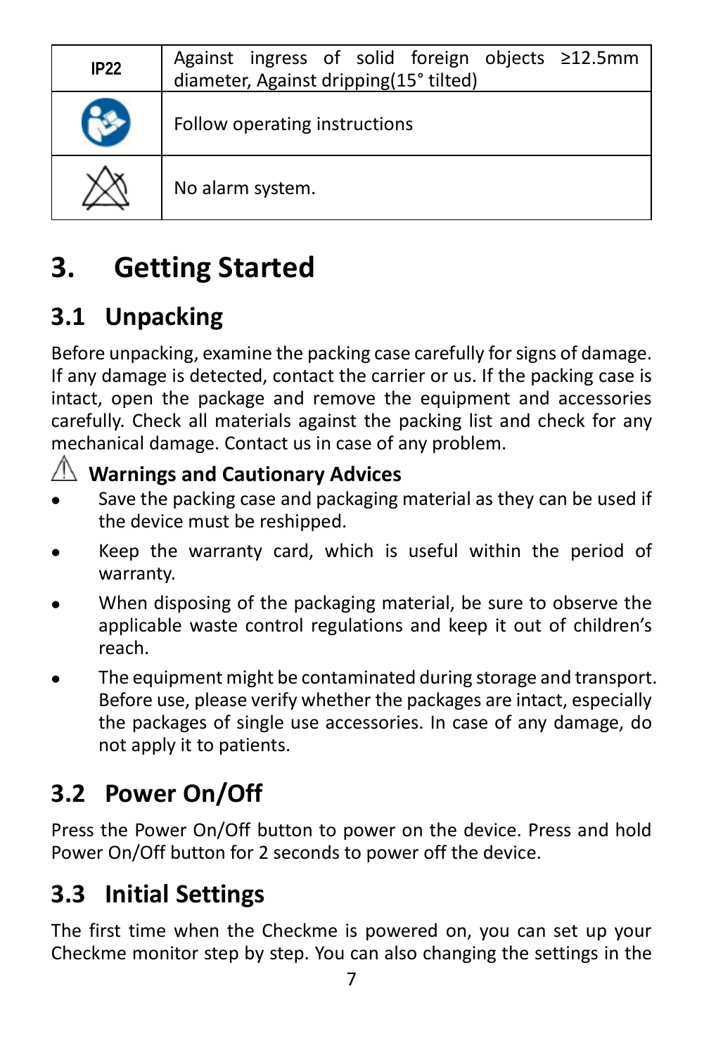| IP22 | Against ingress of solid foreign objects ≥12.5mm diameter, Against dripping(15° tilted) |
|---|---|
| | Follow operating instructions |
| | No alarm system. |

# 3. Getting Started

## 3.1 Unpacking

Before unpacking, examine the packing case carefully for signs of damage. If any damage is detected, contact the carrier or us. If the packing case is intact, open the package and remove the equipment and accessories carefully. Check all materials against the packing list and check for any mechanical damage. Contact us in case of any problem.

⚠ **Warnings and Cautionary Advices**

- Save the packing case and packaging material as they can be used if the device must be reshipped.
- Keep the warranty card, which is useful within the period of warranty.
- When disposing of the packaging material, be sure to observe the applicable waste control regulations and keep it out of children's reach.
- The equipment might be contaminated during storage and transport. Before use, please verify whether the packages are intact, especially the packages of single use accessories. In case of any damage, do not apply it to patients.

## 3.2 Power On/Off

Press the Power On/Off button to power on the device. Press and hold Power On/Off button for 2 seconds to power off the device.

## 3.3 Initial Settings

The first time when the Checkme is powered on, you can set up your Checkme monitor step by step. You can also changing the settings in the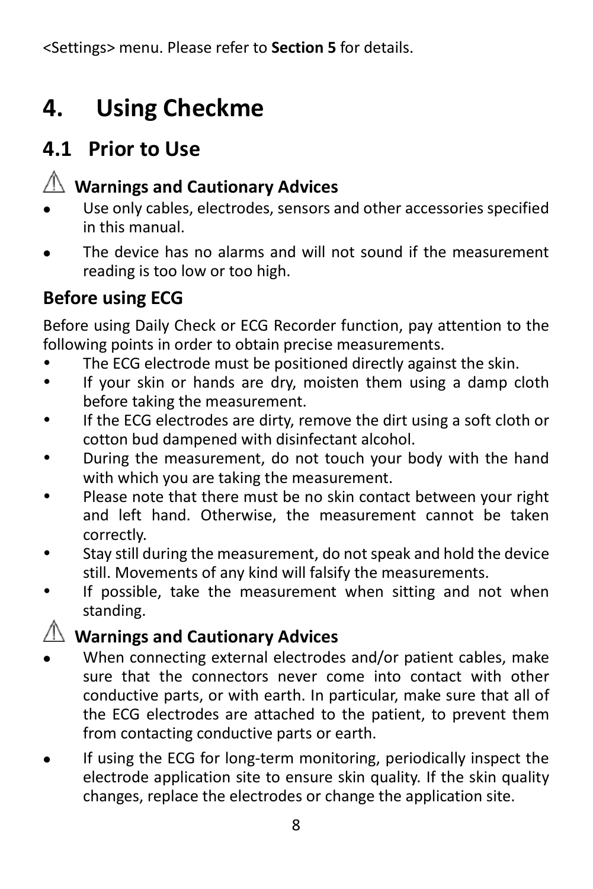<Settings> menu. Please refer to **Section 5** for details.

# 4. Using Checkme

## 4.1 Prior to Use

### ⚠ Warnings and Cautionary Advices

- Use only cables, electrodes, sensors and other accessories specified in this manual.
- The device has no alarms and will not sound if the measurement reading is too low or too high.

### Before using ECG

Before using Daily Check or ECG Recorder function, pay attention to the following points in order to obtain precise measurements.

- The ECG electrode must be positioned directly against the skin.
- If your skin or hands are dry, moisten them using a damp cloth before taking the measurement.
- If the ECG electrodes are dirty, remove the dirt using a soft cloth or cotton bud dampened with disinfectant alcohol.
- During the measurement, do not touch your body with the hand with which you are taking the measurement.
- Please note that there must be no skin contact between your right and left hand. Otherwise, the measurement cannot be taken correctly.
- Stay still during the measurement, do not speak and hold the device still. Movements of any kind will falsify the measurements.
- If possible, take the measurement when sitting and not when standing.

### ⚠ Warnings and Cautionary Advices

- When connecting external electrodes and/or patient cables, make sure that the connectors never come into contact with other conductive parts, or with earth. In particular, make sure that all of the ECG electrodes are attached to the patient, to prevent them from contacting conductive parts or earth.
- If using the ECG for long-term monitoring, periodically inspect the electrode application site to ensure skin quality. If the skin quality changes, replace the electrodes or change the application site.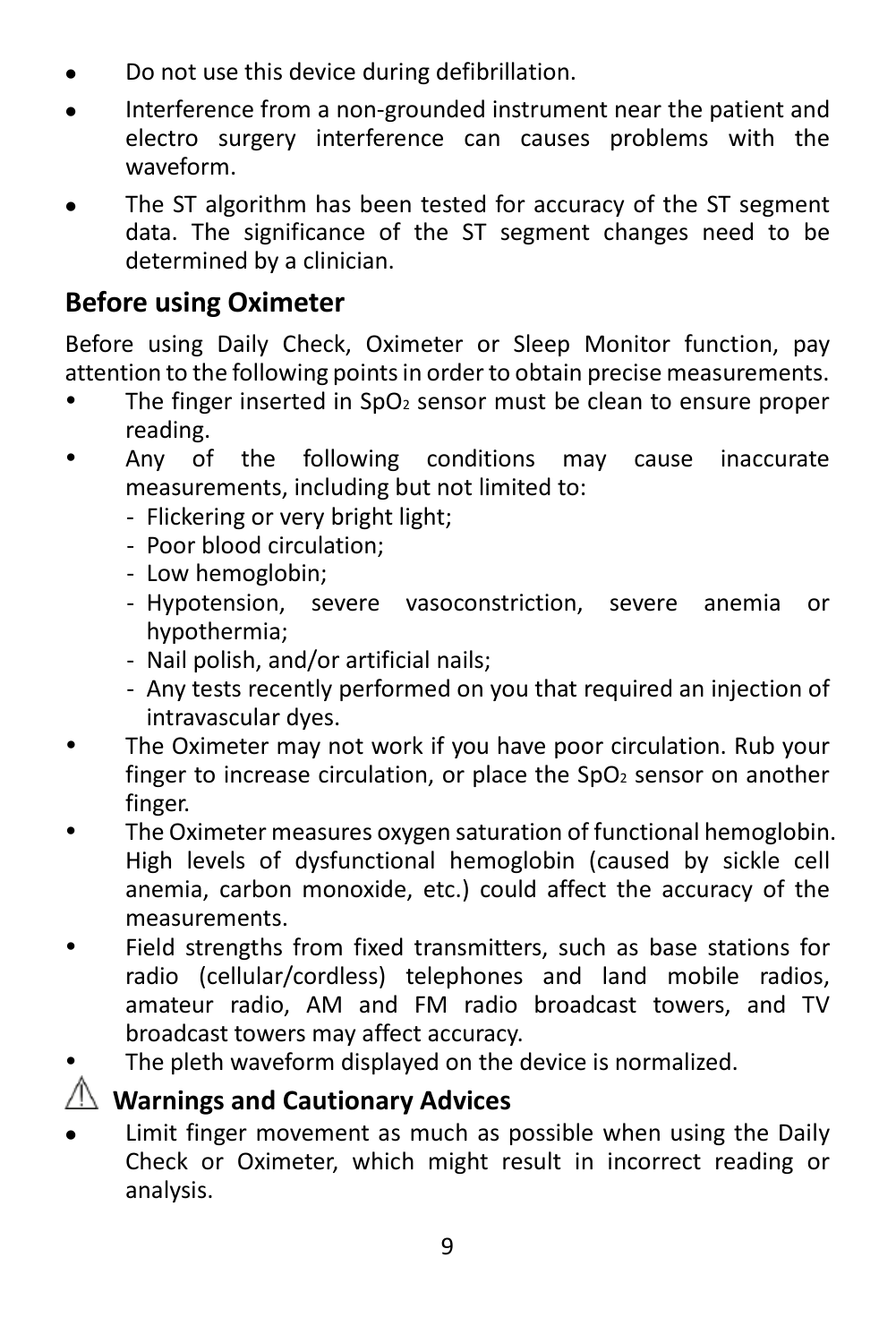- Do not use this device during defibrillation.
- Interference from a non-grounded instrument near the patient and electro surgery interference can causes problems with the waveform.
- The ST algorithm has been tested for accuracy of the ST segment data. The significance of the ST segment changes need to be determined by a clinician.

## Before using Oximeter

Before using Daily Check, Oximeter or Sleep Monitor function, pay attention to the following points in order to obtain precise measurements.

- The finger inserted in $SpO_2$ sensor must be clean to ensure proper reading.
- Any of the following conditions may cause inaccurate measurements, including but not limited to:
  - Flickering or very bright light;
  - Poor blood circulation;
  - Low hemoglobin;
  - Hypotension, severe vasoconstriction, severe anemia or hypothermia;
  - Nail polish, and/or artificial nails;
  - Any tests recently performed on you that required an injection of intravascular dyes.
- The Oximeter may not work if you have poor circulation. Rub your finger to increase circulation, or place the $SpO_2$ sensor on another finger.
- The Oximeter measures oxygen saturation of functional hemoglobin. High levels of dysfunctional hemoglobin (caused by sickle cell anemia, carbon monoxide, etc.) could affect the accuracy of the measurements.
- Field strengths from fixed transmitters, such as base stations for radio (cellular/cordless) telephones and land mobile radios, amateur radio, AM and FM radio broadcast towers, and TV broadcast towers may affect accuracy.
- The pleth waveform displayed on the device is normalized.

## ⚠ Warnings and Cautionary Advices

- Limit finger movement as much as possible when using the Daily Check or Oximeter, which might result in incorrect reading or analysis.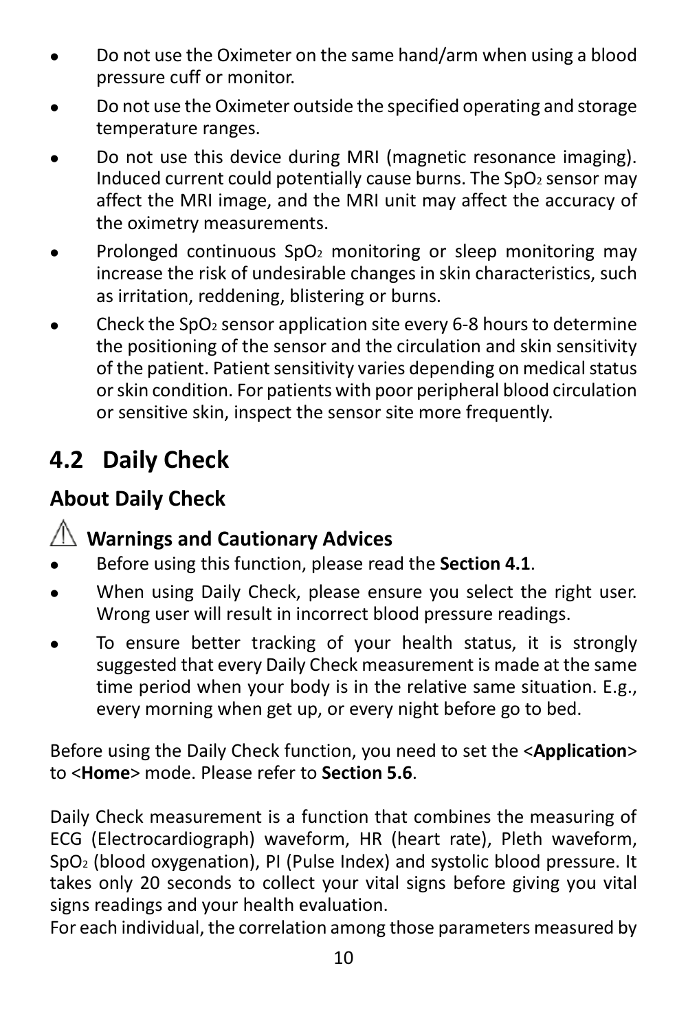- Do not use the Oximeter on the same hand/arm when using a blood pressure cuff or monitor.
- Do not use the Oximeter outside the specified operating and storage temperature ranges.
- Do not use this device during MRI (magnetic resonance imaging). Induced current could potentially cause burns. The $SpO_2$ sensor may affect the MRI image, and the MRI unit may affect the accuracy of the oximetry measurements.
- Prolonged continuous $SpO_2$ monitoring or sleep monitoring may increase the risk of undesirable changes in skin characteristics, such as irritation, reddening, blistering or burns.
- Check the $SpO_2$ sensor application site every 6-8 hours to determine the positioning of the sensor and the circulation and skin sensitivity of the patient. Patient sensitivity varies depending on medical status or skin condition. For patients with poor peripheral blood circulation or sensitive skin, inspect the sensor site more frequently.

## 4.2 Daily Check

### About Daily Check

#### ⚠ Warnings and Cautionary Advices

- Before using this function, please read the **Section 4.1**.
- When using Daily Check, please ensure you select the right user. Wrong user will result in incorrect blood pressure readings.
- To ensure better tracking of your health status, it is strongly suggested that every Daily Check measurement is made at the same time period when your body is in the relative same situation. E.g., every morning when get up, or every night before go to bed.

Before using the Daily Check function, you need to set the <**Application**> to <**Home**> mode. Please refer to **Section 5.6**.

Daily Check measurement is a function that combines the measuring of ECG (Electrocardiograph) waveform, HR (heart rate), Pleth waveform, $SpO_2$ (blood oxygenation), PI (Pulse Index) and systolic blood pressure. It takes only 20 seconds to collect your vital signs before giving you vital signs readings and your health evaluation.

For each individual, the correlation among those parameters measured by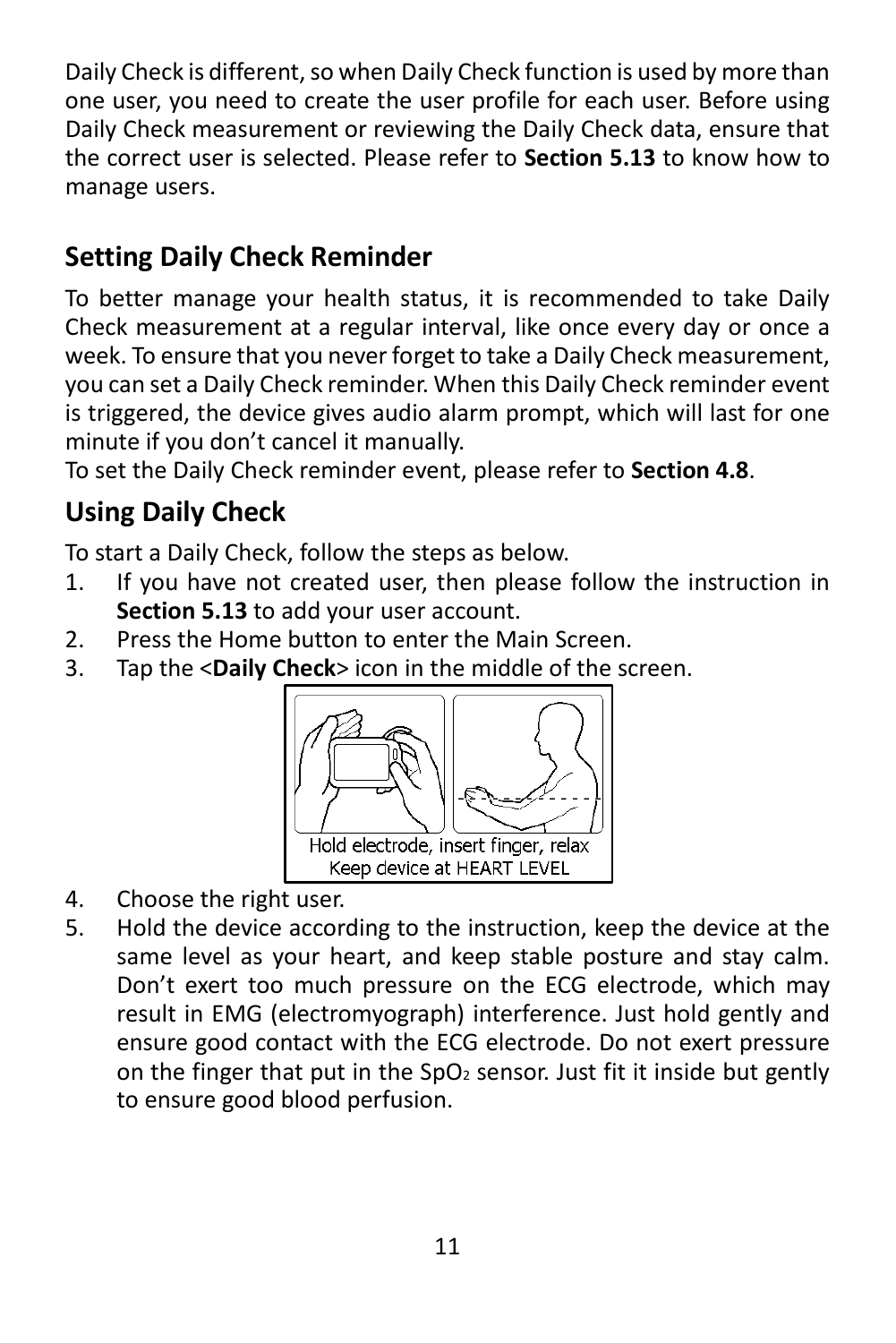Daily Check is different, so when Daily Check function is used by more than one user, you need to create the user profile for each user. Before using Daily Check measurement or reviewing the Daily Check data, ensure that the correct user is selected. Please refer to **Section 5.13** to know how to manage users.

## Setting Daily Check Reminder

To better manage your health status, it is recommended to take Daily Check measurement at a regular interval, like once every day or once a week. To ensure that you never forget to take a Daily Check measurement, you can set a Daily Check reminder. When this Daily Check reminder event is triggered, the device gives audio alarm prompt, which will last for one minute if you don't cancel it manually.
To set the Daily Check reminder event, please refer to **Section 4.8**.

## Using Daily Check

To start a Daily Check, follow the steps as below.

1. If you have not created user, then please follow the instruction in **Section 5.13** to add your user account.
2. Press the Home button to enter the Main Screen.
3. Tap the <**Daily Check**> icon in the middle of the screen.

Hold electrode, insert finger, relax
Keep device at HEART LEVEL

4. Choose the right user.
5. Hold the device according to the instruction, keep the device at the same level as your heart, and keep stable posture and stay calm. Don't exert too much pressure on the ECG electrode, which may result in EMG (electromyograph) interference. Just hold gently and ensure good contact with the ECG electrode. Do not exert pressure on the finger that put in the $SpO_2$ sensor. Just fit it inside but gently to ensure good blood perfusion.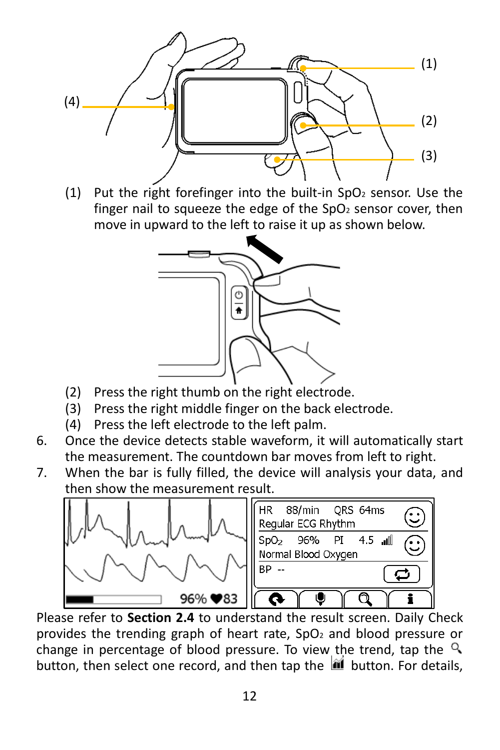(1) Put the right forefinger into the built-in $SpO_2$ sensor. Use the finger nail to squeeze the edge of the $SpO_2$ sensor cover, then move in upward to the left to raise it up as shown below.

(2) Press the right thumb on the right electrode.

(3) Press the right middle finger on the back electrode.

(4) Press the left electrode to the left palm.

6. Once the device detects stable waveform, it will automatically start the measurement. The countdown bar moves from left to right.
7. When the bar is fully filled, the device will analysis your data, and then show the measurement result.

Please refer to **Section 2.4** to understand the result screen. Daily Check provides the trending graph of heart rate, $SpO_2$ and blood pressure or change in percentage of blood pressure. To view the trend, tap the 🔍 button, then select one record, and then tap the 📊 button. For details,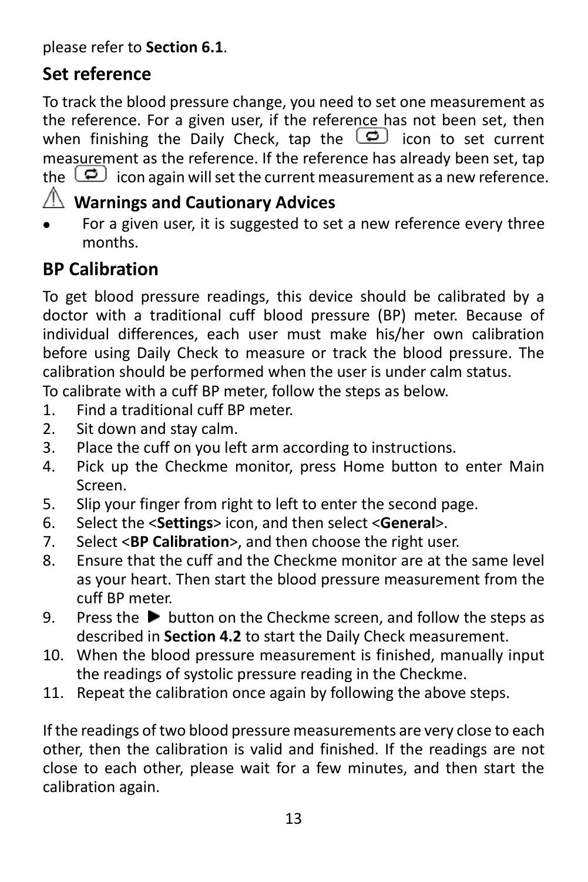please refer to **Section 6.1**.

## Set reference

To track the blood pressure change, you need to set one measurement as the reference. For a given user, if the reference has not been set, then when finishing the Daily Check, tap the icon to set current measurement as the reference. If the reference has already been set, tap the icon again will set the current measurement as a new reference.

⚠ **Warnings and Cautionary Advices**

- For a given user, it is suggested to set a new reference every three months.

## BP Calibration

To get blood pressure readings, this device should be calibrated by a doctor with a traditional cuff blood pressure (BP) meter. Because of individual differences, each user must make his/her own calibration before using Daily Check to measure or track the blood pressure. The calibration should be performed when the user is under calm status.

To calibrate with a cuff BP meter, follow the steps as below.

1. Find a traditional cuff BP meter.
2. Sit down and stay calm.
3. Place the cuff on you left arm according to instructions.
4. Pick up the Checkme monitor, press Home button to enter Main Screen.
5. Slip your finger from right to left to enter the second page.
6. Select the <**Settings**> icon, and then select <**General**>.
7. Select <**BP Calibration**>, and then choose the right user.
8. Ensure that the cuff and the Checkme monitor are at the same level as your heart. Then start the blood pressure measurement from the cuff BP meter.
9. Press the ▶ button on the Checkme screen, and follow the steps as described in **Section 4.2** to start the Daily Check measurement.
10. When the blood pressure measurement is finished, manually input the readings of systolic pressure reading in the Checkme.
11. Repeat the calibration once again by following the above steps.

If the readings of two blood pressure measurements are very close to each other, then the calibration is valid and finished. If the readings are not close to each other, please wait for a few minutes, and then start the calibration again.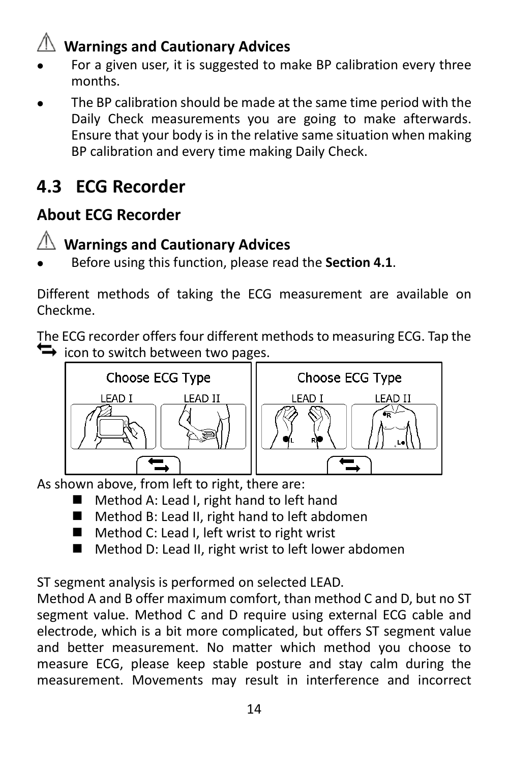### ⚠ Warnings and Cautionary Advices

- For a given user, it is suggested to make BP calibration every three months.
- The BP calibration should be made at the same time period with the Daily Check measurements you are going to make afterwards. Ensure that your body is in the relative same situation when making BP calibration and every time making Daily Check.

## 4.3 ECG Recorder

### About ECG Recorder

### ⚠ Warnings and Cautionary Advices

- Before using this function, please read the **Section 4.1**.

Different methods of taking the ECG measurement are available on Checkme.

The ECG recorder offers four different methods to measuring ECG. Tap the ⇆ icon to switch between two pages.

As shown above, from left to right, there are:

- Method A: Lead I, right hand to left hand
- Method B: Lead II, right hand to left abdomen
- Method C: Lead I, left wrist to right wrist
- Method D: Lead II, right wrist to left lower abdomen

ST segment analysis is performed on selected LEAD.
Method A and B offer maximum comfort, than method C and D, but no ST segment value. Method C and D require using external ECG cable and electrode, which is a bit more complicated, but offers ST segment value and better measurement. No matter which method you choose to measure ECG, please keep stable posture and stay calm during the measurement. Movements may result in interference and incorrect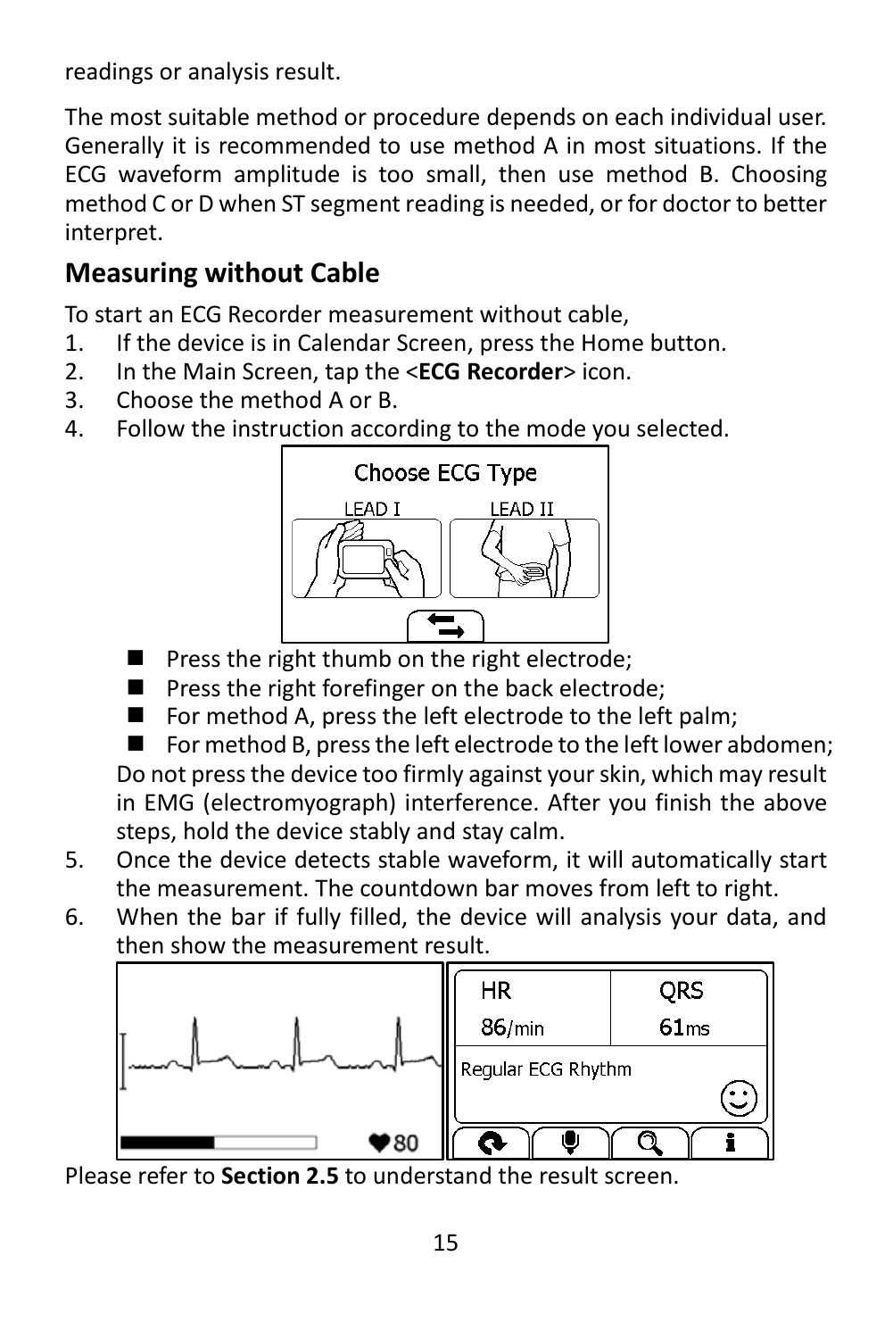readings or analysis result.

The most suitable method or procedure depends on each individual user. Generally it is recommended to use method A in most situations. If the ECG waveform amplitude is too small, then use method B. Choosing method C or D when ST segment reading is needed, or for doctor to better interpret.

## Measuring without Cable

To start an ECG Recorder measurement without cable,

1. If the device is in Calendar Screen, press the Home button.
2. In the Main Screen, tap the <**ECG Recorder**> icon.
3. Choose the method A or B.
4. Follow the instruction according to the mode you selected.

   - Press the right thumb on the right electrode;
   - Press the right forefinger on the back electrode;
   - For method A, press the left electrode to the left palm;
   - For method B, press the left electrode to the left lower abdomen;

   Do not press the device too firmly against your skin, which may result in EMG (electromyograph) interference. After you finish the above steps, hold the device stably and stay calm.
5. Once the device detects stable waveform, it will automatically start the measurement. The countdown bar moves from left to right.
6. When the bar if fully filled, the device will analysis your data, and then show the measurement result.

Please refer to **Section 2.5** to understand the result screen.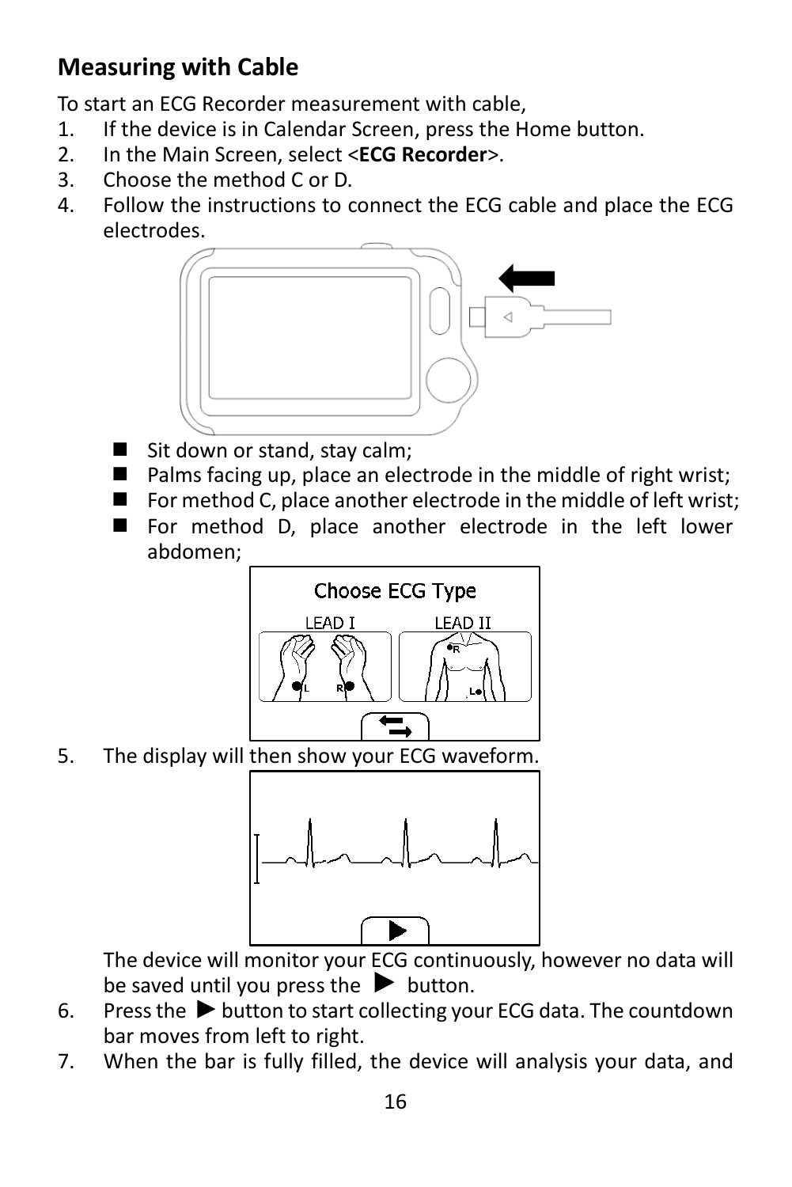## Measuring with Cable

To start an ECG Recorder measurement with cable,

1. If the device is in Calendar Screen, press the Home button.
2. In the Main Screen, select <**ECG Recorder**>.
3. Choose the method C or D.
4. Follow the instructions to connect the ECG cable and place the ECG electrodes.
   - Sit down or stand, stay calm;
   - Palms facing up, place an electrode in the middle of right wrist;
   - For method C, place another electrode in the middle of left wrist;
   - For method D, place another electrode in the left lower abdomen;
5. The display will then show your ECG waveform.

   The device will monitor your ECG continuously, however no data will be saved until you press the ▶ button.
6. Press the ▶ button to start collecting your ECG data. The countdown bar moves from left to right.
7. When the bar is fully filled, the device will analysis your data, and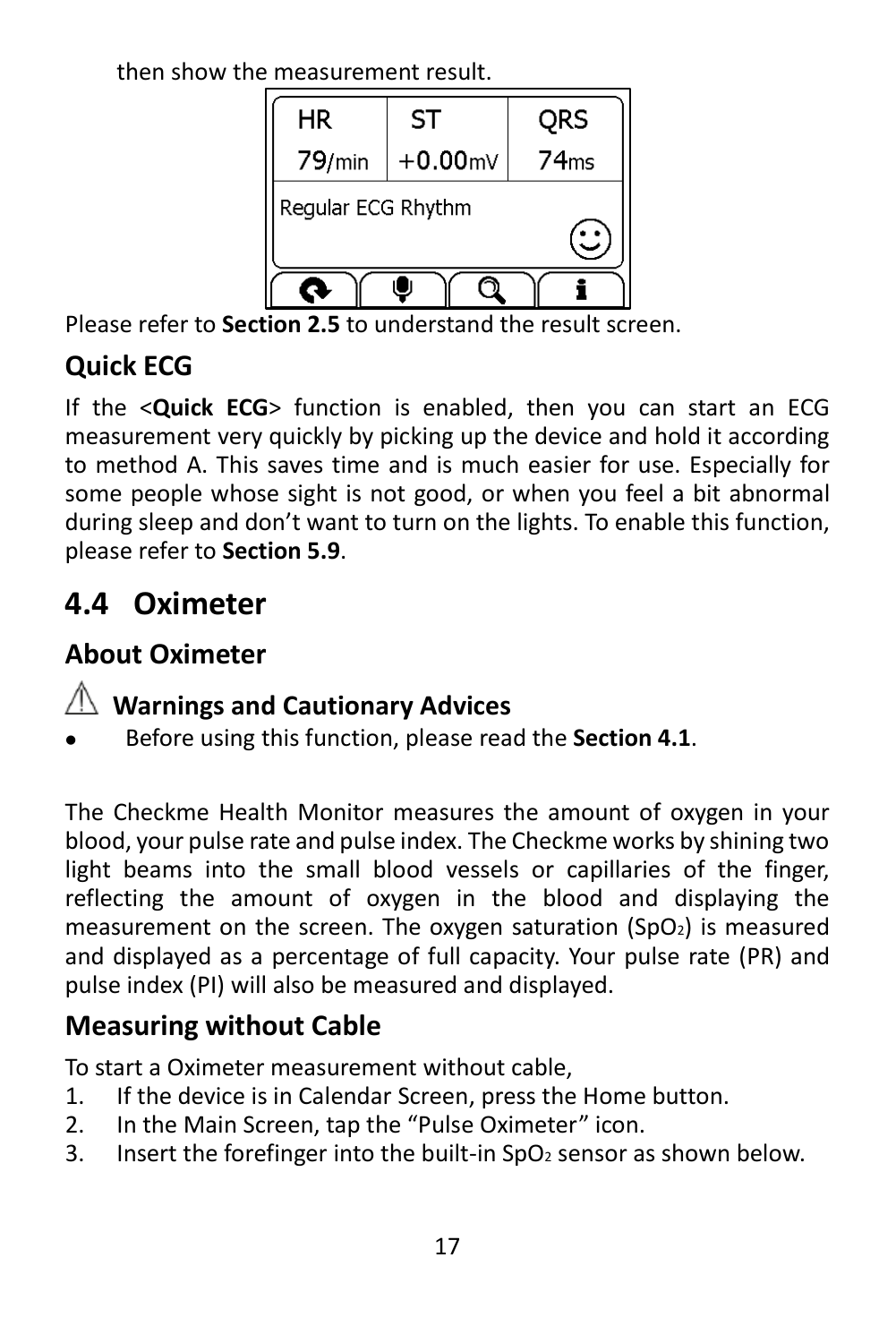then show the measurement result.

Please refer to **Section 2.5** to understand the result screen.

### Quick ECG

If the <**Quick ECG**> function is enabled, then you can start an ECG measurement very quickly by picking up the device and hold it according to method A. This saves time and is much easier for use. Especially for some people whose sight is not good, or when you feel a bit abnormal during sleep and don't want to turn on the lights. To enable this function, please refer to **Section 5.9**.

## 4.4 Oximeter

### About Oximeter

#### ⚠ Warnings and Cautionary Advices

- Before using this function, please read the **Section 4.1**.

The Checkme Health Monitor measures the amount of oxygen in your blood, your pulse rate and pulse index. The Checkme works by shining two light beams into the small blood vessels or capillaries of the finger, reflecting the amount of oxygen in the blood and displaying the measurement on the screen. The oxygen saturation ($SpO_2$) is measured and displayed as a percentage of full capacity. Your pulse rate (PR) and pulse index (PI) will also be measured and displayed.

### Measuring without Cable

To start a Oximeter measurement without cable,

1. If the device is in Calendar Screen, press the Home button.
2. In the Main Screen, tap the "Pulse Oximeter" icon.
3. Insert the forefinger into the built-in $SpO_2$ sensor as shown below.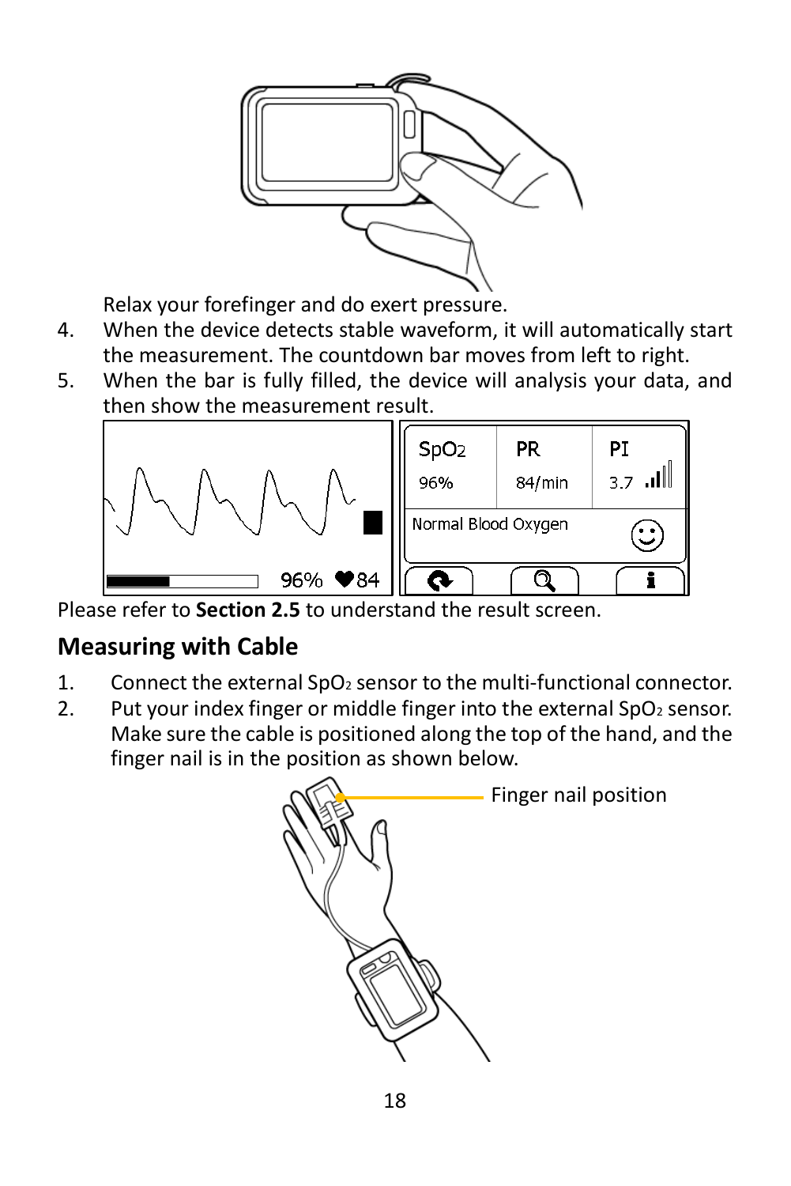Relax your forefinger and do exert pressure.

4. When the device detects stable waveform, it will automatically start the measurement. The countdown bar moves from left to right.
5. When the bar is fully filled, the device will analysis your data, and then show the measurement result.

Please refer to **Section 2.5** to understand the result screen.

## Measuring with Cable

1. Connect the external $SpO_2$ sensor to the multi-functional connector.
2. Put your index finger or middle finger into the external $SpO_2$ sensor. Make sure the cable is positioned along the top of the hand, and the finger nail is in the position as shown below.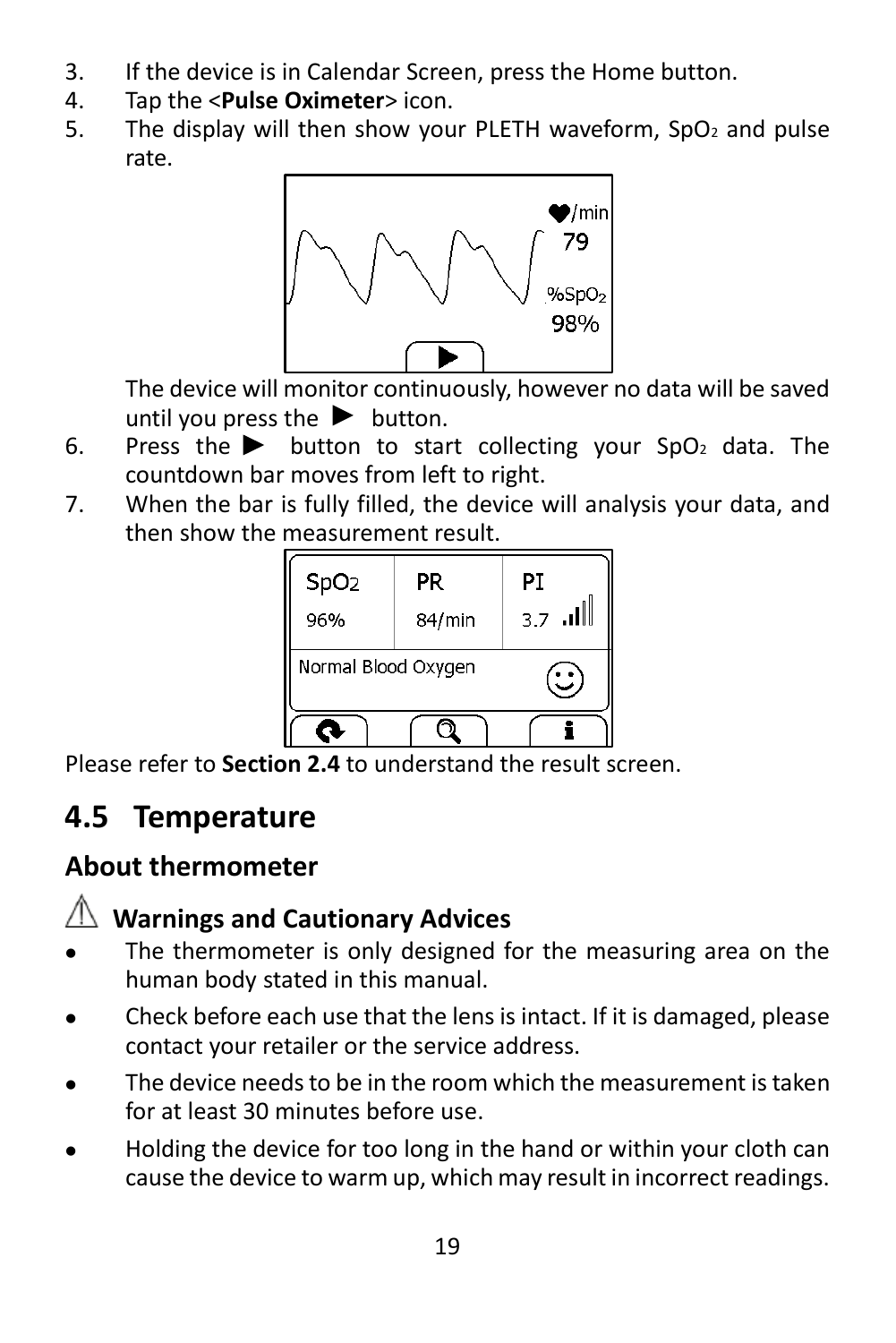3. If the device is in Calendar Screen, press the Home button.
4. Tap the <**Pulse Oximeter**> icon.
5. The display will then show your PLETH waveform, $SpO_2$ and pulse rate.

   The device will monitor continuously, however no data will be saved until you press the ► button.
6. Press the ► button to start collecting your $SpO_2$ data. The countdown bar moves from left to right.
7. When the bar is fully filled, the device will analysis your data, and then show the measurement result.

Please refer to **Section 2.4** to understand the result screen.

## 4.5 Temperature

### About thermometer

### ⚠ Warnings and Cautionary Advices

- The thermometer is only designed for the measuring area on the human body stated in this manual.
- Check before each use that the lens is intact. If it is damaged, please contact your retailer or the service address.
- The device needs to be in the room which the measurement is taken for at least 30 minutes before use.
- Holding the device for too long in the hand or within your cloth can cause the device to warm up, which may result in incorrect readings.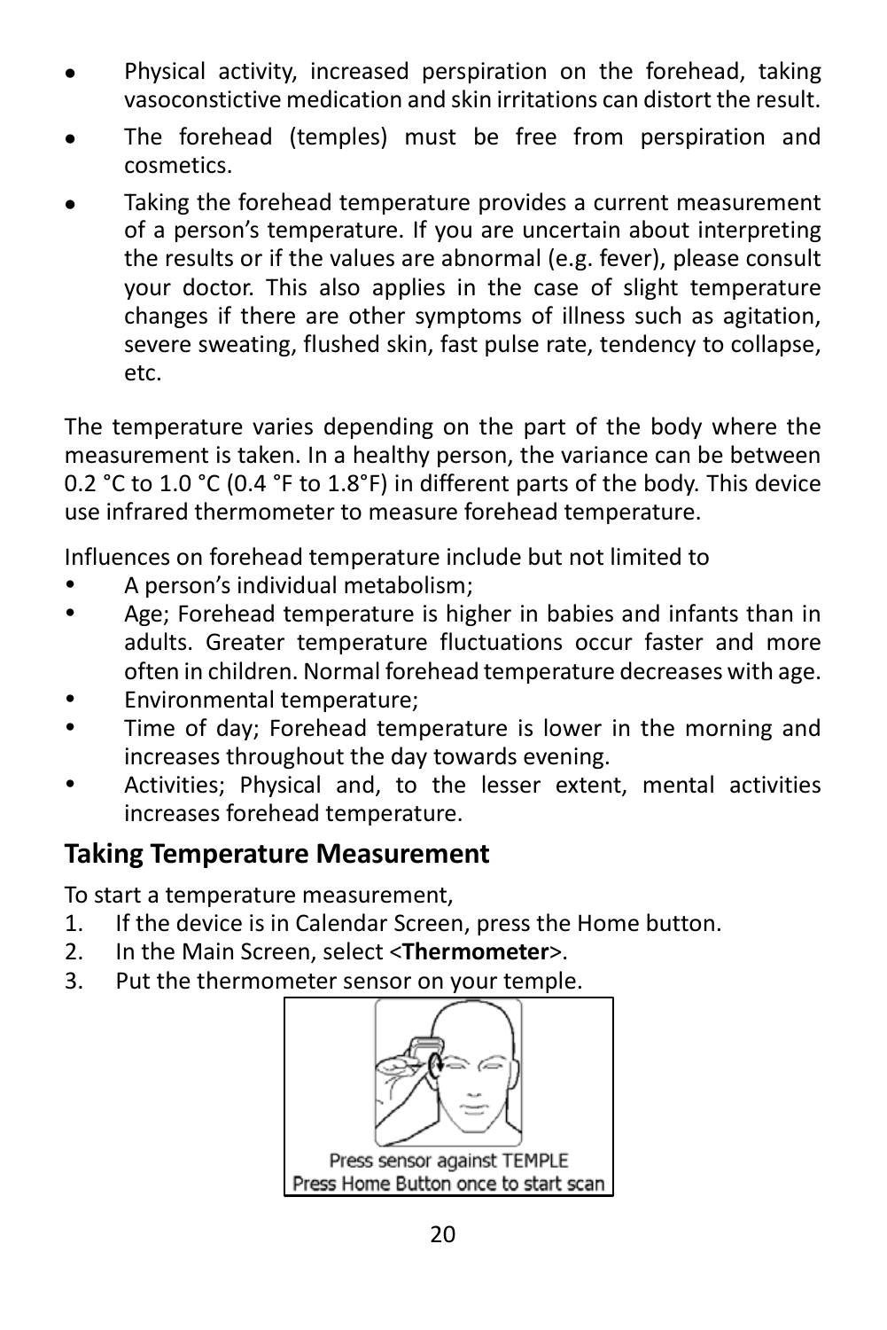- Physical activity, increased perspiration on the forehead, taking vasoconstictive medication and skin irritations can distort the result.
- The forehead (temples) must be free from perspiration and cosmetics.
- Taking the forehead temperature provides a current measurement of a person's temperature. If you are uncertain about interpreting the results or if the values are abnormal (e.g. fever), please consult your doctor. This also applies in the case of slight temperature changes if there are other symptoms of illness such as agitation, severe sweating, flushed skin, fast pulse rate, tendency to collapse, etc.

The temperature varies depending on the part of the body where the measurement is taken. In a healthy person, the variance can be between 0.2 °C to 1.0 °C (0.4 °F to 1.8°F) in different parts of the body. This device use infrared thermometer to measure forehead temperature.

Influences on forehead temperature include but not limited to

- A person's individual metabolism;
- Age; Forehead temperature is higher in babies and infants than in adults. Greater temperature fluctuations occur faster and more often in children. Normal forehead temperature decreases with age.
- Environmental temperature;
- Time of day; Forehead temperature is lower in the morning and increases throughout the day towards evening.
- Activities; Physical and, to the lesser extent, mental activities increases forehead temperature.

## Taking Temperature Measurement

To start a temperature measurement,

1. If the device is in Calendar Screen, press the Home button.
2. In the Main Screen, select <**Thermometer**>.
3. Put the thermometer sensor on your temple.

Press sensor against TEMPLE
Press Home Button once to start scan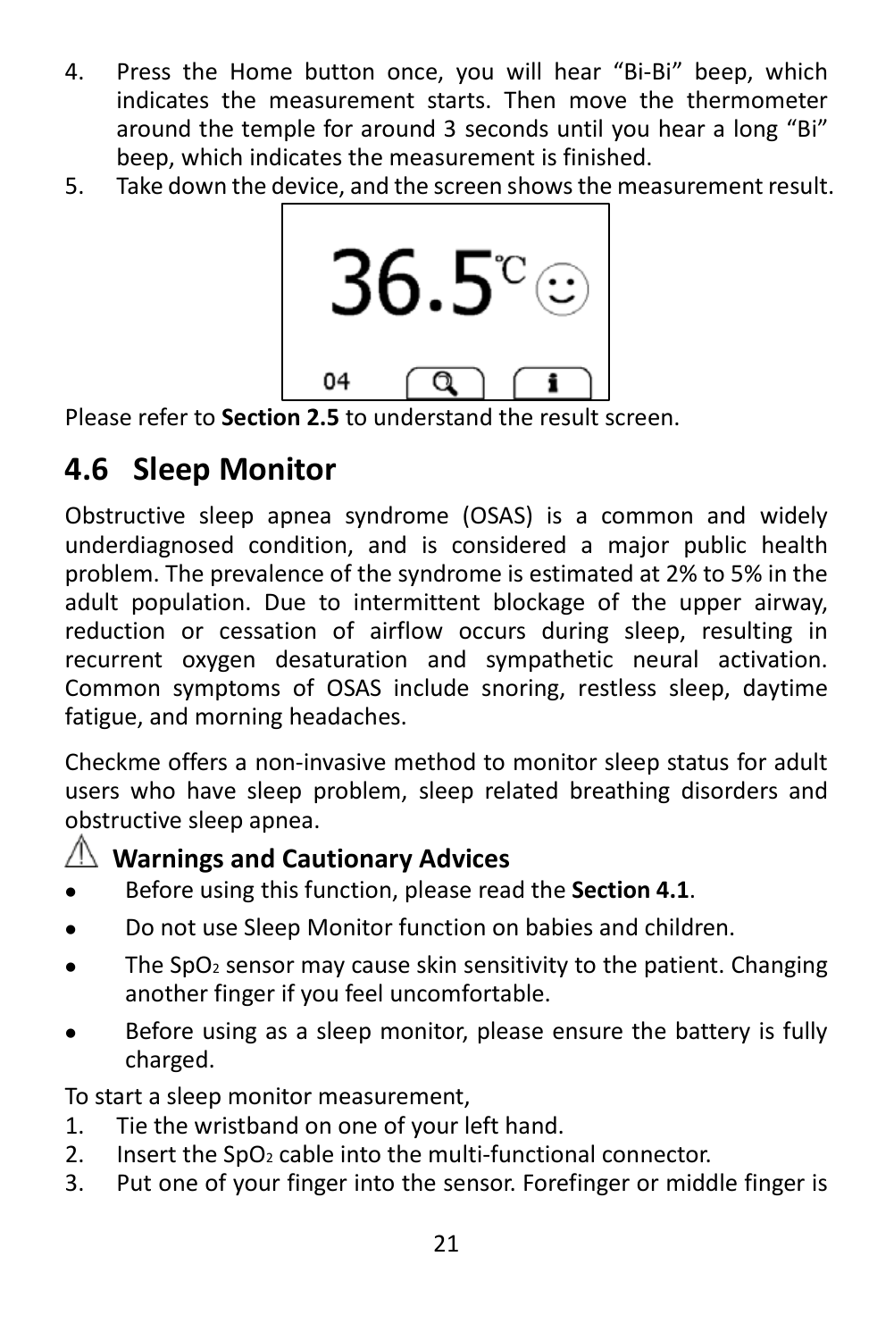4. Press the Home button once, you will hear "Bi-Bi" beep, which indicates the measurement starts. Then move the thermometer around the temple for around 3 seconds until you hear a long "Bi" beep, which indicates the measurement is finished.
5. Take down the device, and the screen shows the measurement result.

Please refer to **Section 2.5** to understand the result screen.

## 4.6 Sleep Monitor

Obstructive sleep apnea syndrome (OSAS) is a common and widely underdiagnosed condition, and is considered a major public health problem. The prevalence of the syndrome is estimated at 2% to 5% in the adult population. Due to intermittent blockage of the upper airway, reduction or cessation of airflow occurs during sleep, resulting in recurrent oxygen desaturation and sympathetic neural activation. Common symptoms of OSAS include snoring, restless sleep, daytime fatigue, and morning headaches.

Checkme offers a non-invasive method to monitor sleep status for adult users who have sleep problem, sleep related breathing disorders and obstructive sleep apnea.

### ⚠ Warnings and Cautionary Advices

- Before using this function, please read the **Section 4.1**.
- Do not use Sleep Monitor function on babies and children.
- The $SpO_2$ sensor may cause skin sensitivity to the patient. Changing another finger if you feel uncomfortable.
- Before using as a sleep monitor, please ensure the battery is fully charged.

To start a sleep monitor measurement,

1. Tie the wristband on one of your left hand.
2. Insert the $SpO_2$ cable into the multi-functional connector.
3. Put one of your finger into the sensor. Forefinger or middle finger is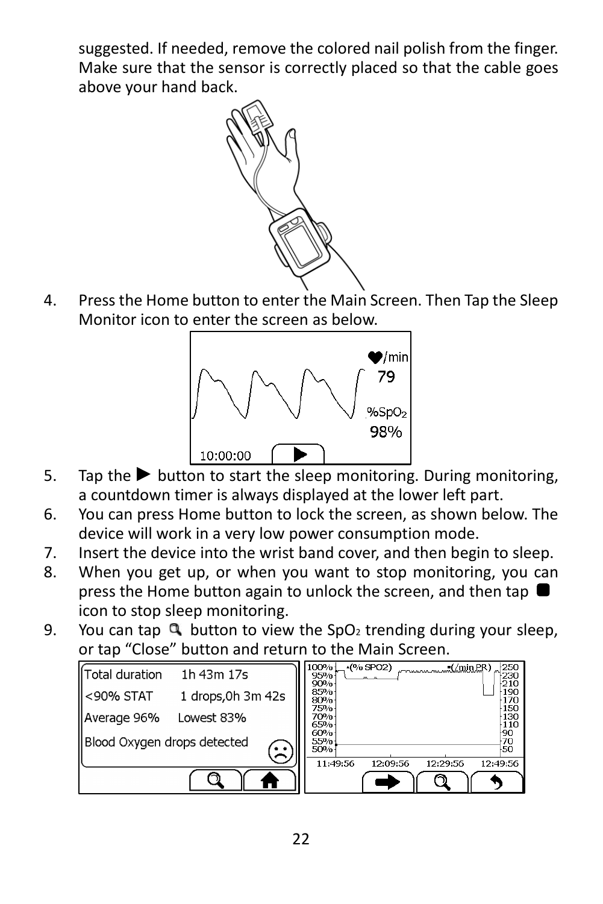suggested. If needed, remove the colored nail polish from the finger. Make sure that the sensor is correctly placed so that the cable goes above your hand back.

4. Press the Home button to enter the Main Screen. Then Tap the Sleep Monitor icon to enter the screen as below.

5. Tap the ▶ button to start the sleep monitoring. During monitoring, a countdown timer is always displayed at the lower left part.
6. You can press Home button to lock the screen, as shown below. The device will work in a very low power consumption mode.
7. Insert the device into the wrist band cover, and then begin to sleep.
8. When you get up, or when you want to stop monitoring, you can press the Home button again to unlock the screen, and then tap ■ icon to stop sleep monitoring.
9. You can tap 🔍 button to view the $SpO_2$ trending during your sleep, or tap “Close” button and return to the Main Screen.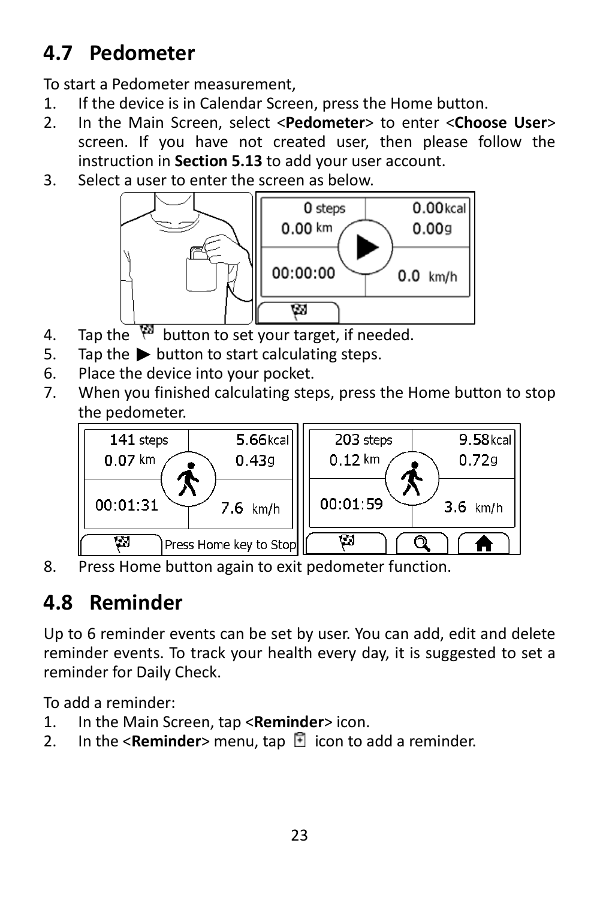## 4.7 Pedometer

To start a Pedometer measurement,

1. If the device is in Calendar Screen, press the Home button.
2. In the Main Screen, select <**Pedometer**> to enter <**Choose User**> screen. If you have not created user, then please follow the instruction in **Section 5.13** to add your user account.
3. Select a user to enter the screen as below.
4. Tap the button to set your target, if needed.
5. Tap the ▶ button to start calculating steps.
6. Place the device into your pocket.
7. When you finished calculating steps, press the Home button to stop the pedometer.
8. Press Home button again to exit pedometer function.

## 4.8 Reminder

Up to 6 reminder events can be set by user. You can add, edit and delete reminder events. To track your health every day, it is suggested to set a reminder for Daily Check.

To add a reminder:

1. In the Main Screen, tap <**Reminder**> icon.
2. In the <**Reminder**> menu, tap icon to add a reminder.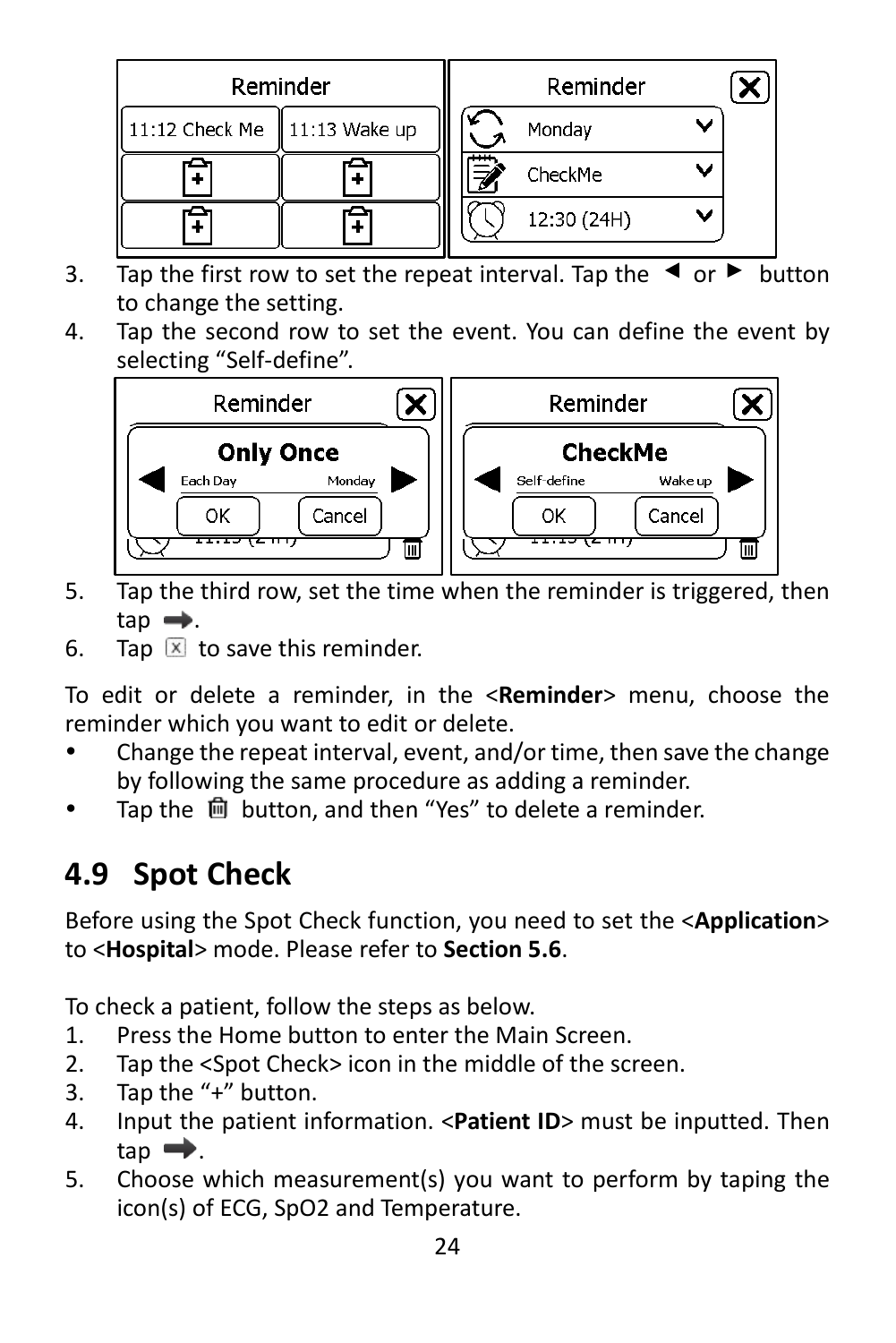3. Tap the first row to set the repeat interval. Tap the ◄ or ► button to change the setting.
4. Tap the second row to set the event. You can define the event by selecting “Self-define”.
5. Tap the third row, set the time when the reminder is triggered, then tap ➡.
6. Tap ☒ to save this reminder.

To edit or delete a reminder, in the <**Reminder**> menu, choose the reminder which you want to edit or delete.

- Change the repeat interval, event, and/or time, then save the change by following the same procedure as adding a reminder.
- Tap the 🗑 button, and then “Yes” to delete a reminder.

## 4.9 Spot Check

Before using the Spot Check function, you need to set the <**Application**> to <**Hospital**> mode. Please refer to **Section 5.6**.

To check a patient, follow the steps as below.

1. Press the Home button to enter the Main Screen.
2. Tap the <Spot Check> icon in the middle of the screen.
3. Tap the “+” button.
4. Input the patient information. <**Patient ID**> must be inputted. Then tap ➡.
5. Choose which measurement(s) you want to perform by taping the icon(s) of ECG, SpO2 and Temperature.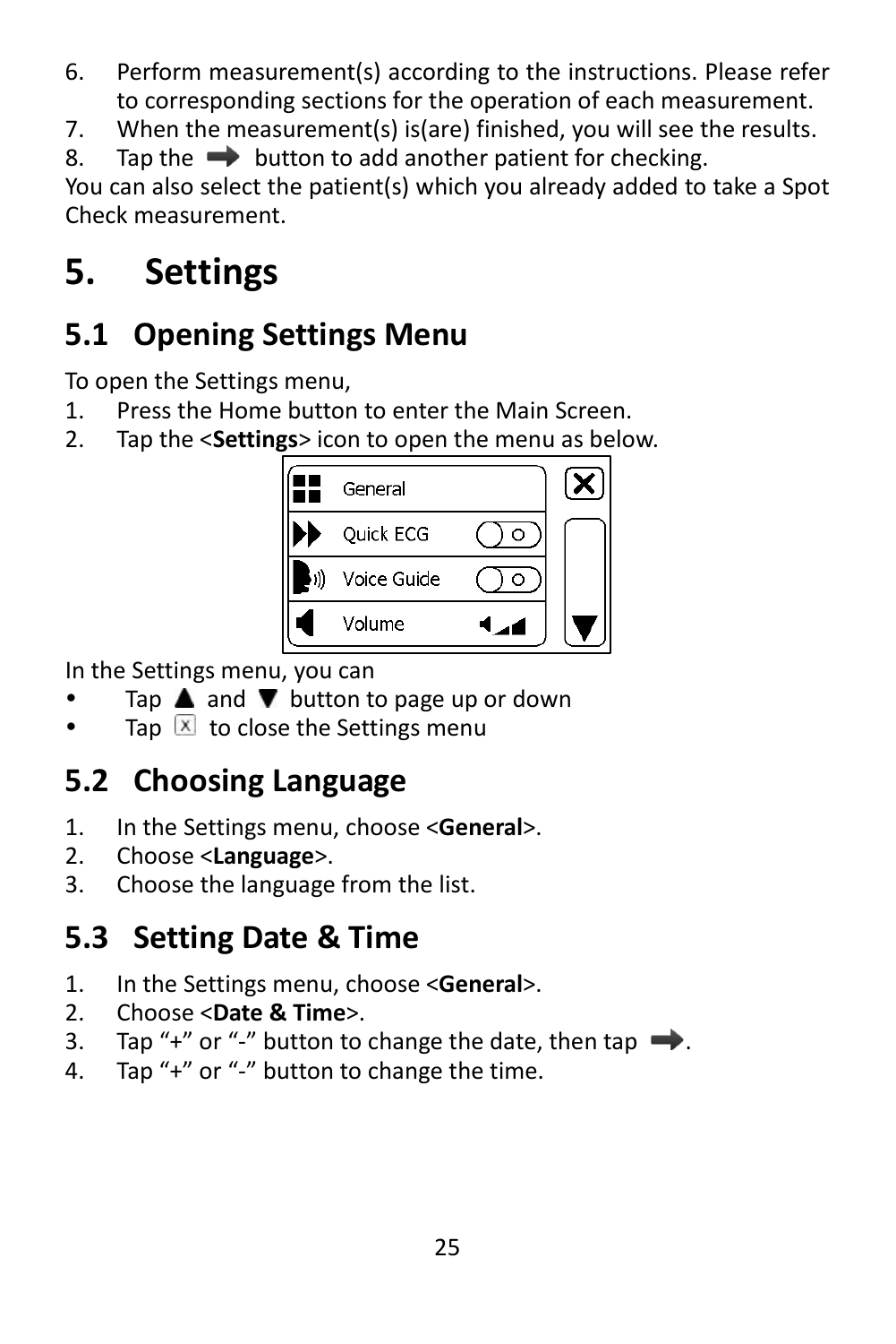6. Perform measurement(s) according to the instructions. Please refer to corresponding sections for the operation of each measurement.
7. When the measurement(s) is(are) finished, you will see the results.
8. Tap the ➡ button to add another patient for checking.

You can also select the patient(s) which you already added to take a Spot Check measurement.

# 5. Settings

## 5.1 Opening Settings Menu

To open the Settings menu,

1. Press the Home button to enter the Main Screen.
2. Tap the <**Settings**> icon to open the menu as below.

In the Settings menu, you can

- Tap ▲ and ▼ button to page up or down
- Tap ☒ to close the Settings menu

## 5.2 Choosing Language

1. In the Settings menu, choose <**General**>.
2. Choose <**Language**>.
3. Choose the language from the list.

## 5.3 Setting Date & Time

1. In the Settings menu, choose <**General**>.
2. Choose <**Date & Time**>.
3. Tap "+" or "-" button to change the date, then tap ➡.
4. Tap "+" or "-" button to change the time.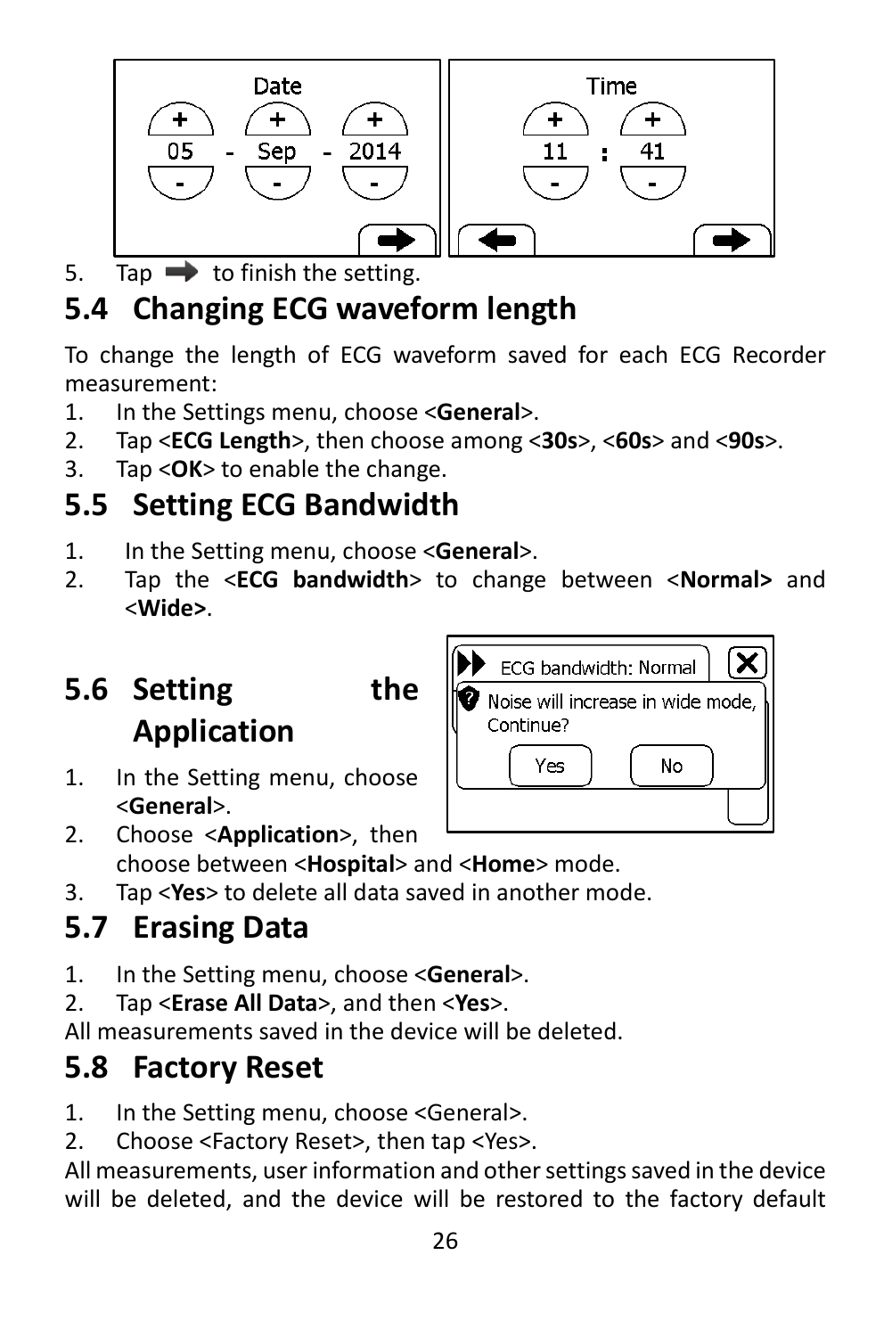5. Tap ➡ to finish the setting.

## 5.4 Changing ECG waveform length

To change the length of ECG waveform saved for each ECG Recorder measurement:

1. In the Settings menu, choose <**General**>.
2. Tap <**ECG Length**>, then choose among <**30s**>, <**60s**> and <**90s**>.
3. Tap <**OK**> to enable the change.

## 5.5 Setting ECG Bandwidth

1. In the Setting menu, choose <**General**>.
2. Tap the <**ECG bandwidth**> to change between <**Normal>** and <**Wide>**.

## 5.6 Setting the Application

1. In the Setting menu, choose <**General**>.
2. Choose <**Application**>, then choose between <**Hospital**> and <**Home**> mode.
3. Tap <**Yes**> to delete all data saved in another mode.

## 5.7 Erasing Data

1. In the Setting menu, choose <**General**>.
2. Tap <**Erase All Data**>, and then <**Yes**>.

All measurements saved in the device will be deleted.

## 5.8 Factory Reset

1. In the Setting menu, choose <General>.
2. Choose <Factory Reset>, then tap <Yes>.

All measurements, user information and other settings saved in the device will be deleted, and the device will be restored to the factory default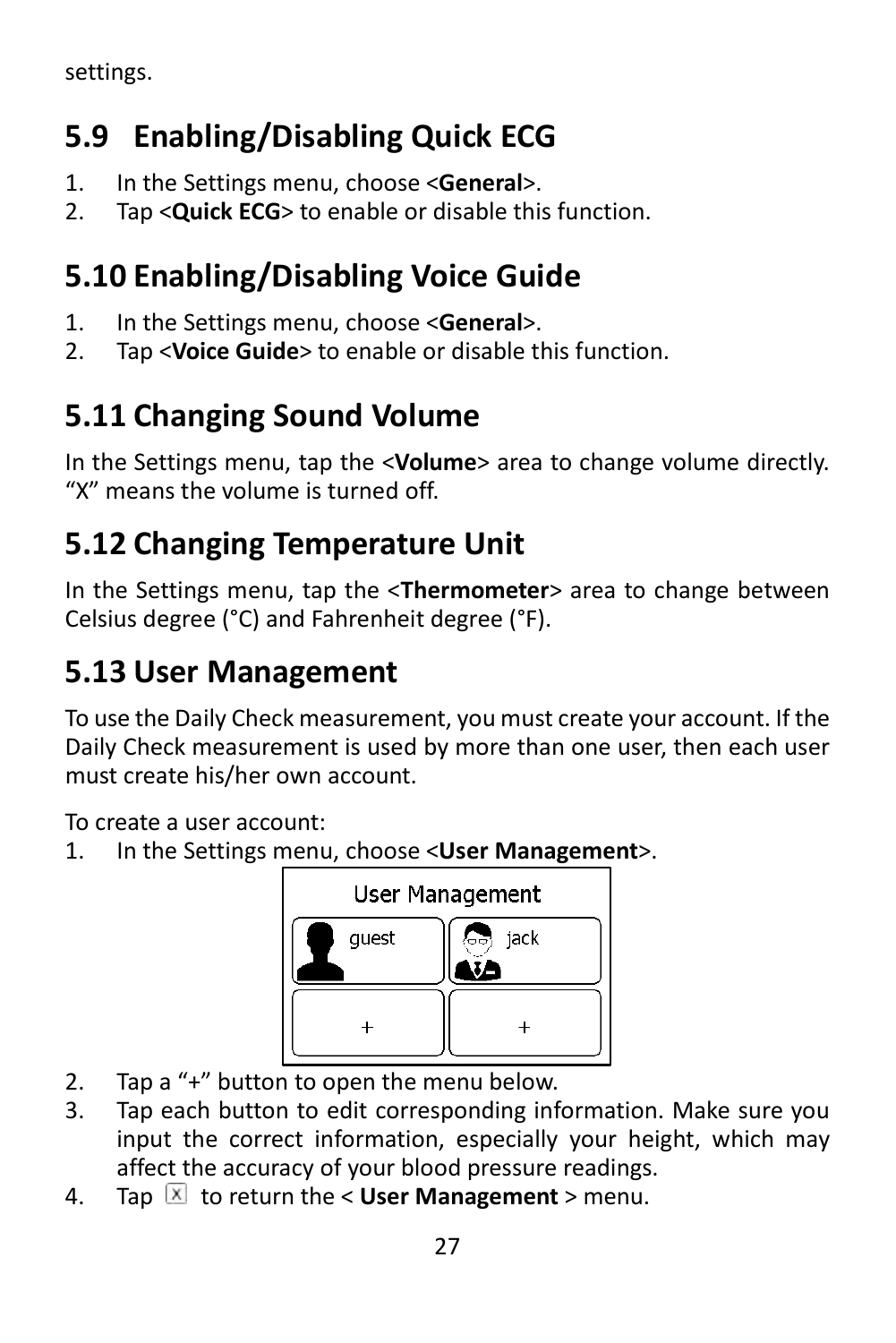settings.

## 5.9 Enabling/Disabling Quick ECG

1. In the Settings menu, choose <**General**>.
2. Tap <**Quick ECG**> to enable or disable this function.

## 5.10 Enabling/Disabling Voice Guide

1. In the Settings menu, choose <**General**>.
2. Tap <**Voice Guide**> to enable or disable this function.

## 5.11 Changing Sound Volume

In the Settings menu, tap the <**Volume**> area to change volume directly. "X" means the volume is turned off.

## 5.12 Changing Temperature Unit

In the Settings menu, tap the <**Thermometer**> area to change between Celsius degree (°C) and Fahrenheit degree (°F).

## 5.13 User Management

To use the Daily Check measurement, you must create your account. If the Daily Check measurement is used by more than one user, then each user must create his/her own account.

To create a user account:

1. In the Settings menu, choose <**User Management**>.
2. Tap a "+" button to open the menu below.
3. Tap each button to edit corresponding information. Make sure you input the correct information, especially your height, which may affect the accuracy of your blood pressure readings.
4. Tap [X] to return the < **User Management** > menu.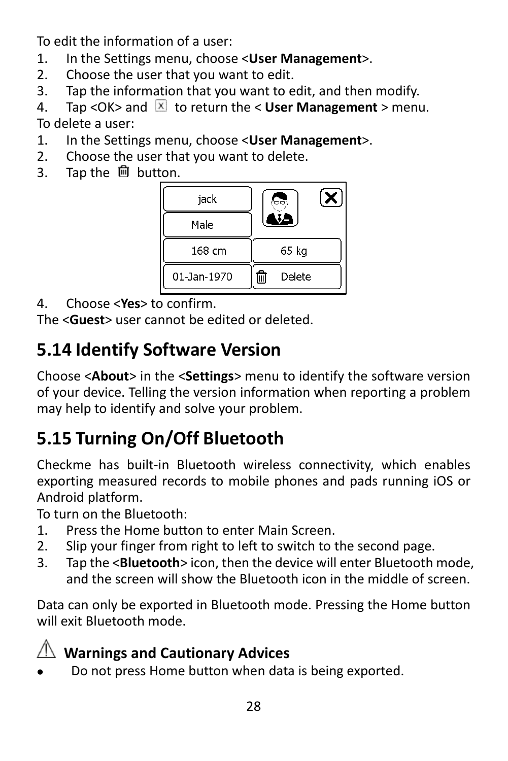To edit the information of a user:

1. In the Settings menu, choose <**User Management**>.
2. Choose the user that you want to edit.
3. Tap the information that you want to edit, and then modify.
4. Tap <OK> and ☒ to return the < **User Management** > menu.

To delete a user:

1. In the Settings menu, choose <**User Management**>.
2. Choose the user that you want to delete.
3. Tap the 🗑 button.
4. Choose <**Yes**> to confirm.

The <**Guest**> user cannot be edited or deleted.

## 5.14 Identify Software Version

Choose <**About**> in the <**Settings**> menu to identify the software version of your device. Telling the version information when reporting a problem may help to identify and solve your problem.

## 5.15 Turning On/Off Bluetooth

Checkme has built-in Bluetooth wireless connectivity, which enables exporting measured records to mobile phones and pads running iOS or Android platform.

To turn on the Bluetooth:

1. Press the Home button to enter Main Screen.
2. Slip your finger from right to left to switch to the second page.
3. Tap the <**Bluetooth**> icon, then the device will enter Bluetooth mode, and the screen will show the Bluetooth icon in the middle of screen.

Data can only be exported in Bluetooth mode. Pressing the Home button will exit Bluetooth mode.

### ⚠ Warnings and Cautionary Advices

- Do not press Home button when data is being exported.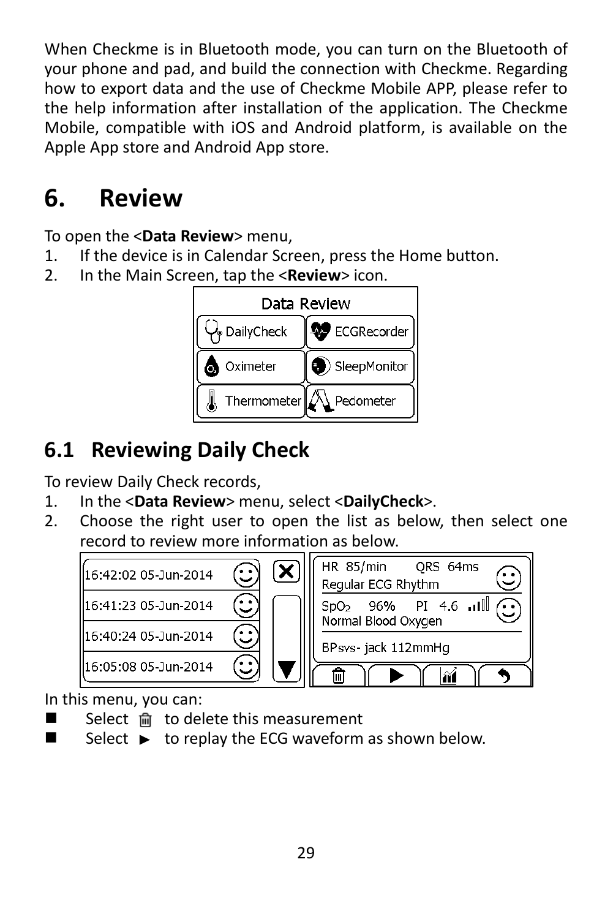When Checkme is in Bluetooth mode, you can turn on the Bluetooth of your phone and pad, and build the connection with Checkme. Regarding how to export data and the use of Checkme Mobile APP, please refer to the help information after installation of the application. The Checkme Mobile, compatible with iOS and Android platform, is available on the Apple App store and Android App store.

# 6. Review

To open the <**Data Review**> menu,

1. If the device is in Calendar Screen, press the Home button.
2. In the Main Screen, tap the <**Review**> icon.

## 6.1 Reviewing Daily Check

To review Daily Check records,

1. In the <**Data Review**> menu, select <**DailyCheck**>.
2. Choose the right user to open the list as below, then select one record to review more information as below.

In this menu, you can:

- Select 🗑 to delete this measurement
- Select ▶ to replay the ECG waveform as shown below.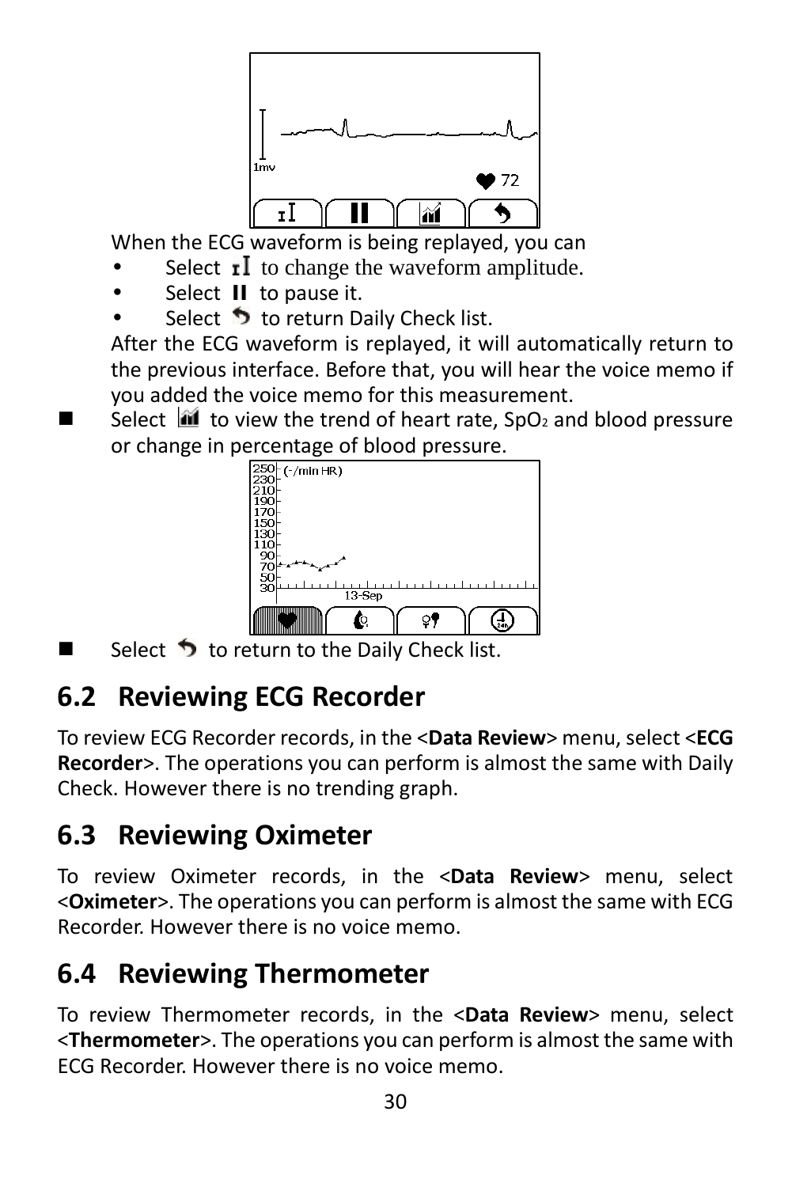When the ECG waveform is being replayed, you can

- Select to change the waveform amplitude.
- Select to pause it.
- Select to return Daily Check list.

After the ECG waveform is replayed, it will automatically return to the previous interface. Before that, you will hear the voice memo if you added the voice memo for this measurement.

- Select to view the trend of heart rate, $SpO_2$ and blood pressure or change in percentage of blood pressure.

- Select to return to the Daily Check list.

## 6.2 Reviewing ECG Recorder

To review ECG Recorder records, in the <**Data Review**> menu, select <**ECG Recorder**>. The operations you can perform is almost the same with Daily Check. However there is no trending graph.

## 6.3 Reviewing Oximeter

To review Oximeter records, in the <**Data Review**> menu, select <**Oximeter**>. The operations you can perform is almost the same with ECG Recorder. However there is no voice memo.

## 6.4 Reviewing Thermometer

To review Thermometer records, in the <**Data Review**> menu, select <**Thermometer**>. The operations you can perform is almost the same with ECG Recorder. However there is no voice memo.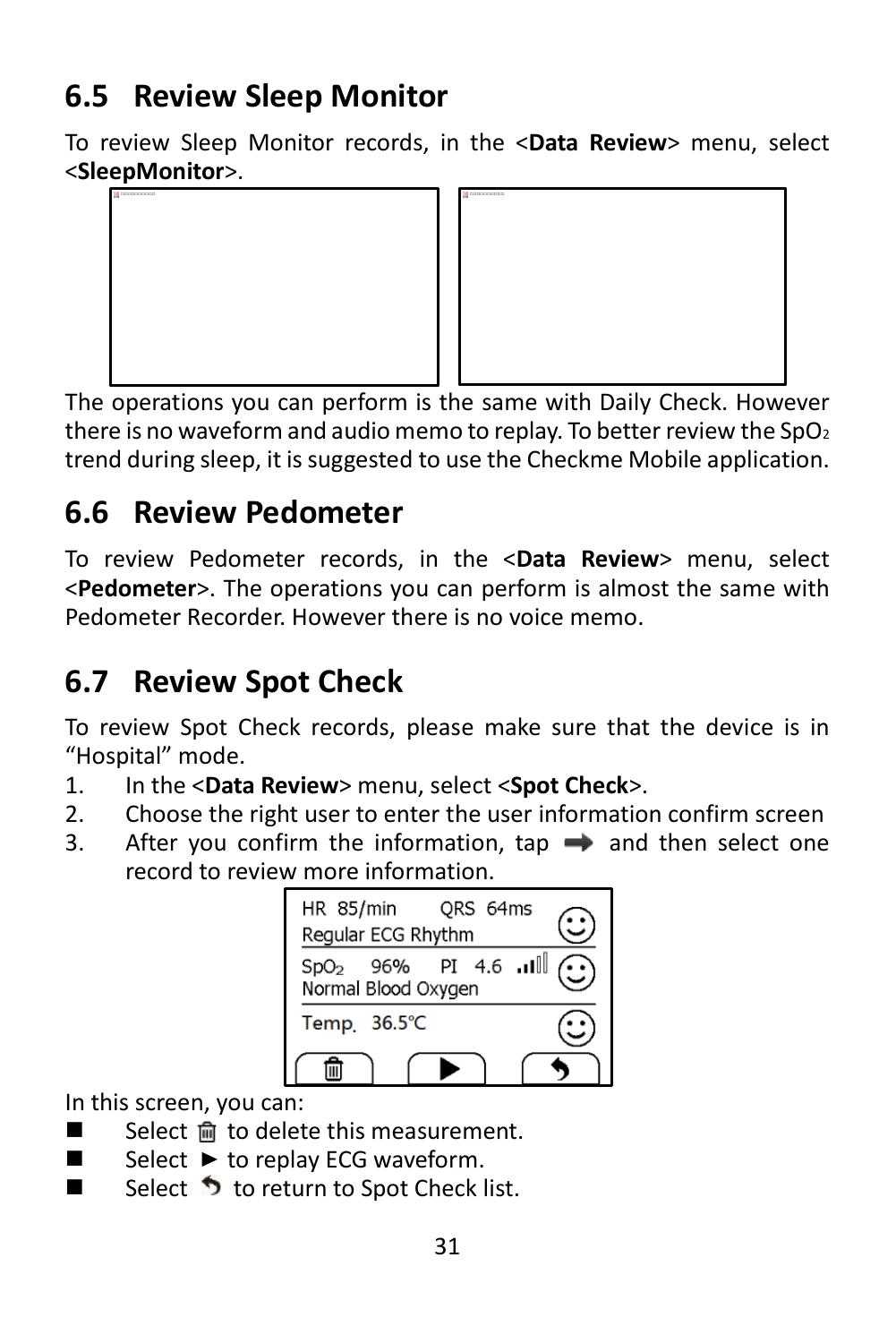## 6.5 Review Sleep Monitor

To review Sleep Monitor records, in the <**Data Review**> menu, select <**SleepMonitor**>.

The operations you can perform is the same with Daily Check. However there is no waveform and audio memo to replay. To better review the $SpO_2$ trend during sleep, it is suggested to use the Checkme Mobile application.

## 6.6 Review Pedometer

To review Pedometer records, in the <**Data Review**> menu, select <**Pedometer**>. The operations you can perform is almost the same with Pedometer Recorder. However there is no voice memo.

## 6.7 Review Spot Check

To review Spot Check records, please make sure that the device is in "Hospital" mode.

1. In the <**Data Review**> menu, select <**Spot Check**>.
2. Choose the right user to enter the user information confirm screen
3. After you confirm the information, tap ➡ and then select one record to review more information.

HR 85/min QRS 64ms
Regular ECG Rhythm
$SpO_2$ 96% PI 4.6
Normal Blood Oxygen
Temp. 36.5℃

In this screen, you can:

- Select 🗑 to delete this measurement.
- Select ► to replay ECG waveform.
- Select ↶ to return to Spot Check list.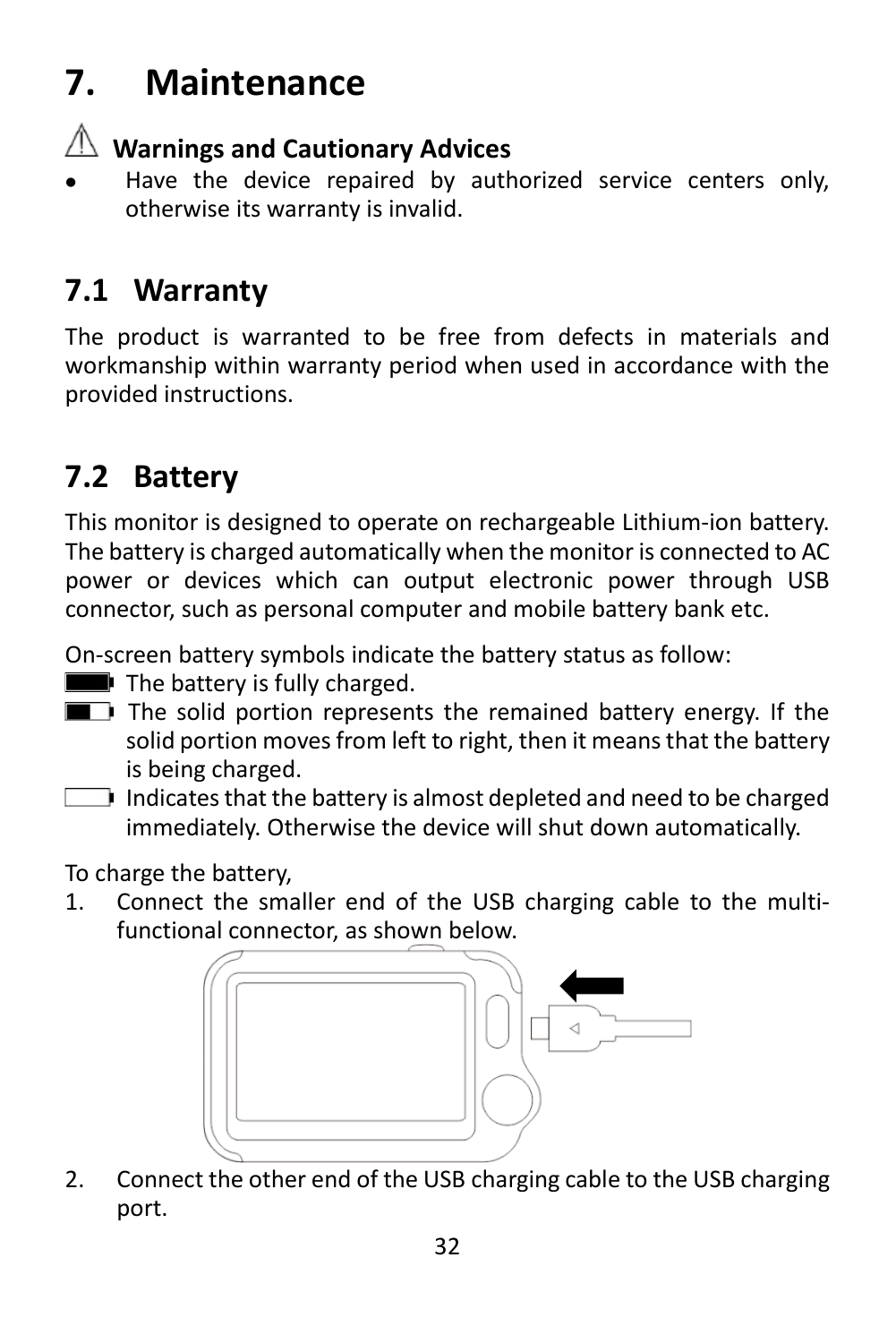// The document's stated battery symbols were small inline icons; they are omitted, with each description preserved as a list item.
# 7. Maintenance

⚠ **Warnings and Cautionary Advices**

- Have the device repaired by authorized service centers only, otherwise its warranty is invalid.

## 7.1 Warranty

The product is warranted to be free from defects in materials and workmanship within warranty period when used in accordance with the provided instructions.

## 7.2 Battery

This monitor is designed to operate on rechargeable Lithium-ion battery. The battery is charged automatically when the monitor is connected to AC power or devices which can output electronic power through USB connector, such as personal computer and mobile battery bank etc.

On-screen battery symbols indicate the battery status as follow:

- The battery is fully charged.
- The solid portion represents the remained battery energy. If the solid portion moves from left to right, then it means that the battery is being charged.
- Indicates that the battery is almost depleted and need to be charged immediately. Otherwise the device will shut down automatically.

To charge the battery,

1. Connect the smaller end of the USB charging cable to the multi-functional connector, as shown below.
2. Connect the other end of the USB charging cable to the USB charging port.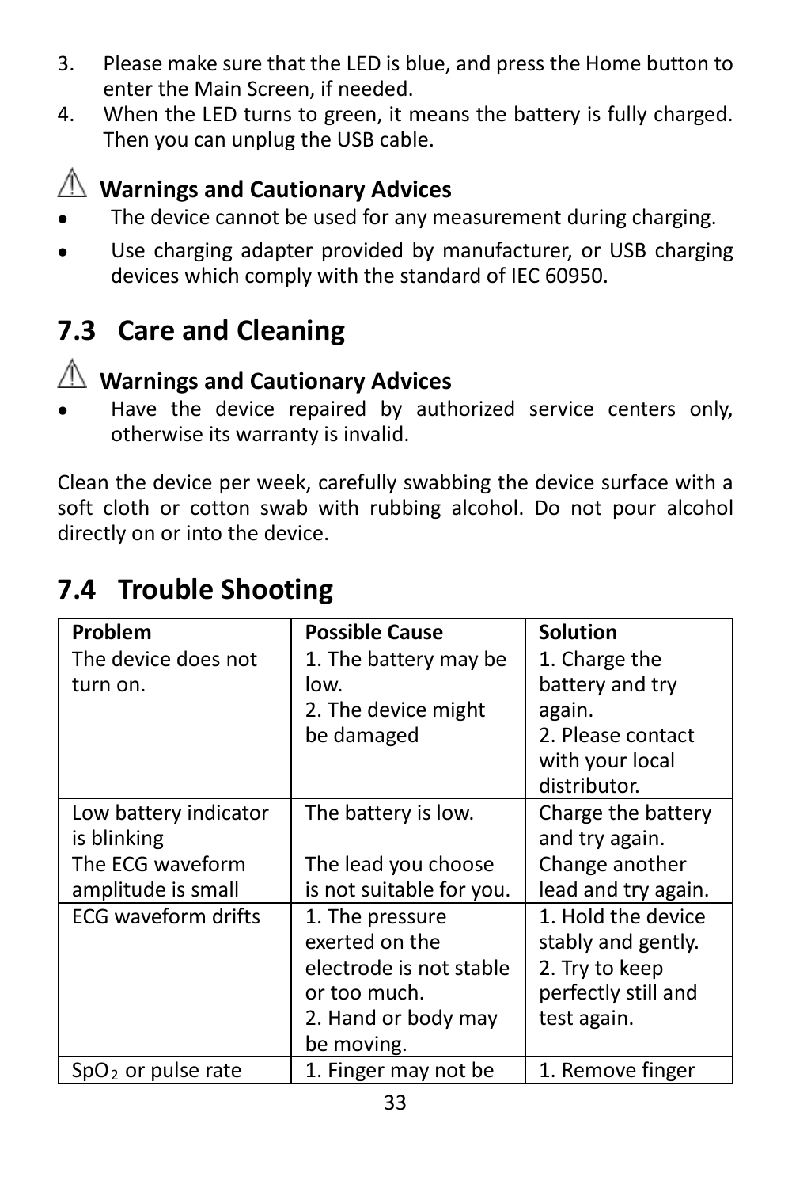3. Please make sure that the LED is blue, and press the Home button to enter the Main Screen, if needed.
4. When the LED turns to green, it means the battery is fully charged. Then you can unplug the USB cable.

⚠ **Warnings and Cautionary Advices**

- The device cannot be used for any measurement during charging.
- Use charging adapter provided by manufacturer, or USB charging devices which comply with the standard of IEC 60950.

## 7.3 Care and Cleaning

⚠ **Warnings and Cautionary Advices**

- Have the device repaired by authorized service centers only, otherwise its warranty is invalid.

Clean the device per week, carefully swabbing the device surface with a soft cloth or cotton swab with rubbing alcohol. Do not pour alcohol directly on or into the device.

## 7.4 Trouble Shooting

| Problem | Possible Cause | Solution |
|---|---|---|
| The device does not turn on. | 1. The battery may be low.<br>2. The device might be damaged | 1. Charge the battery and try again.<br>2. Please contact with your local distributor. |
| Low battery indicator is blinking | The battery is low. | Charge the battery and try again. |
| The ECG waveform amplitude is small | The lead you choose is not suitable for you. | Change another lead and try again. |
| ECG waveform drifts | 1. The pressure exerted on the electrode is not stable or too much.<br>2. Hand or body may be moving. | 1. Hold the device stably and gently.<br>2. Try to keep perfectly still and test again. |
| $SpO_2$ or pulse rate | 1. Finger may not be | 1. Remove finger |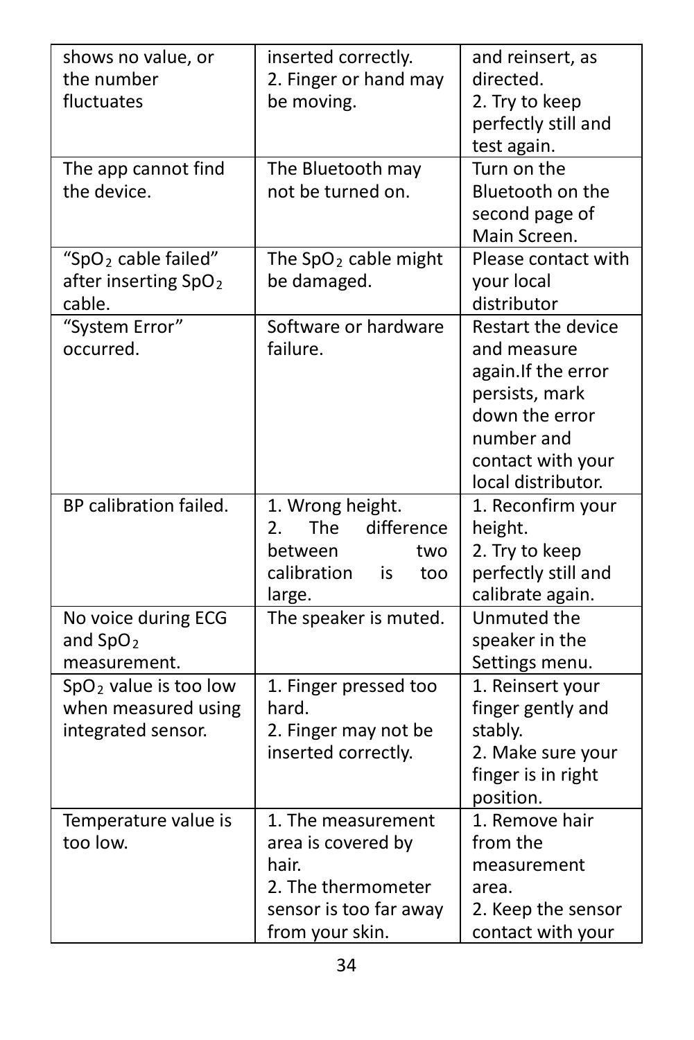| shows no value, or the number fluctuates | inserted correctly.<br>2. Finger or hand may be moving. | and reinsert, as directed.<br>2. Try to keep perfectly still and test again. |
| --- | --- | --- |
| The app cannot find the device. | The Bluetooth may not be turned on. | Turn on the Bluetooth on the second page of Main Screen. |
| “$SpO_2$ cable failed” after inserting $SpO_2$ cable. | The $SpO_2$ cable might be damaged. | Please contact with your local distributor |
| “System Error” occurred. | Software or hardware failure. | Restart the device and measure again.If the error persists, mark down the error number and contact with your local distributor. |
| BP calibration failed. | 1. Wrong height.<br>2. The difference between two calibration is too large. | 1. Reconfirm your height.<br>2. Try to keep perfectly still and calibrate again. |
| No voice during ECG and $SpO_2$ measurement. | The speaker is muted. | Unmuted the speaker in the Settings menu. |
| $SpO_2$ value is too low when measured using integrated sensor. | 1. Finger pressed too hard.<br>2. Finger may not be inserted correctly. | 1. Reinsert your finger gently and stably.<br>2. Make sure your finger is in right position. |
| Temperature value is too low. | 1. The measurement area is covered by hair.<br>2. The thermometer sensor is too far away from your skin. | 1. Remove hair from the measurement area.<br>2. Keep the sensor contact with your |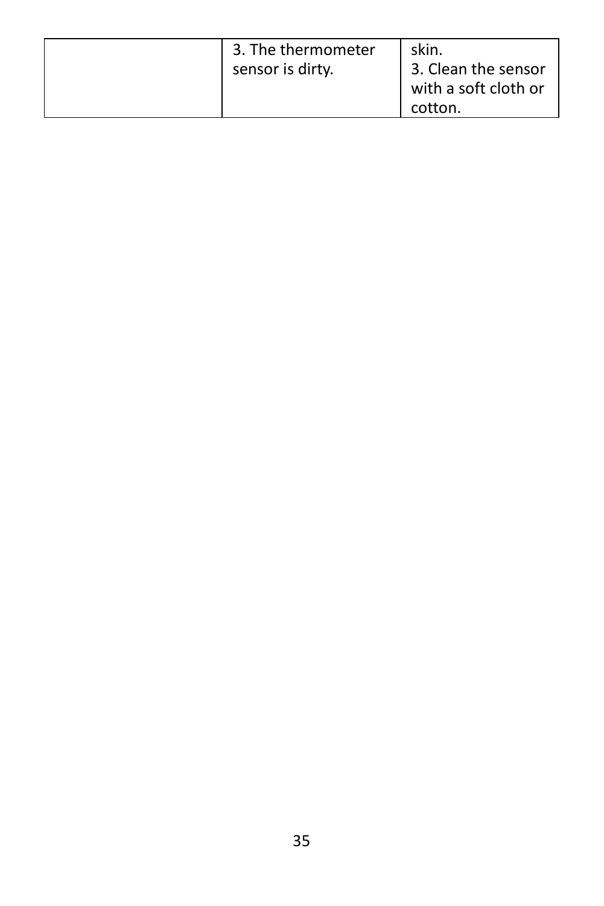| | | |
|---|---|---|
| | 3. The thermometer sensor is dirty. | skin.<br>3. Clean the sensor with a soft cloth or cotton. |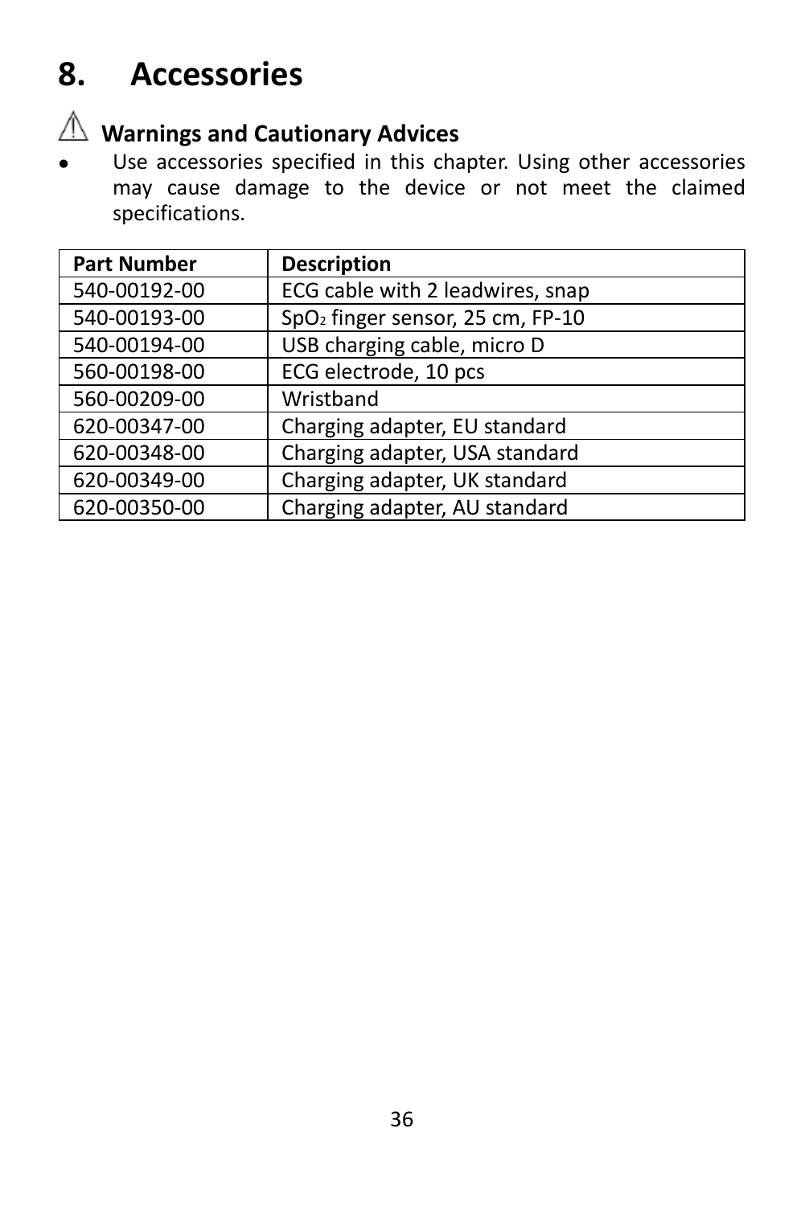# 8. Accessories

## ⚠ Warnings and Cautionary Advices

- Use accessories specified in this chapter. Using other accessories may cause damage to the device or not meet the claimed specifications.

| Part Number | Description |
| --- | --- |
| 540-00192-00 | ECG cable with 2 leadwires, snap |
| 540-00193-00 | $SpO_2$ finger sensor, 25 cm, FP-10 |
| 540-00194-00 | USB charging cable, micro D |
| 560-00198-00 | ECG electrode, 10 pcs |
| 560-00209-00 | Wristband |
| 620-00347-00 | Charging adapter, EU standard |
| 620-00348-00 | Charging adapter, USA standard |
| 620-00349-00 | Charging adapter, UK standard |
| 620-00350-00 | Charging adapter, AU standard |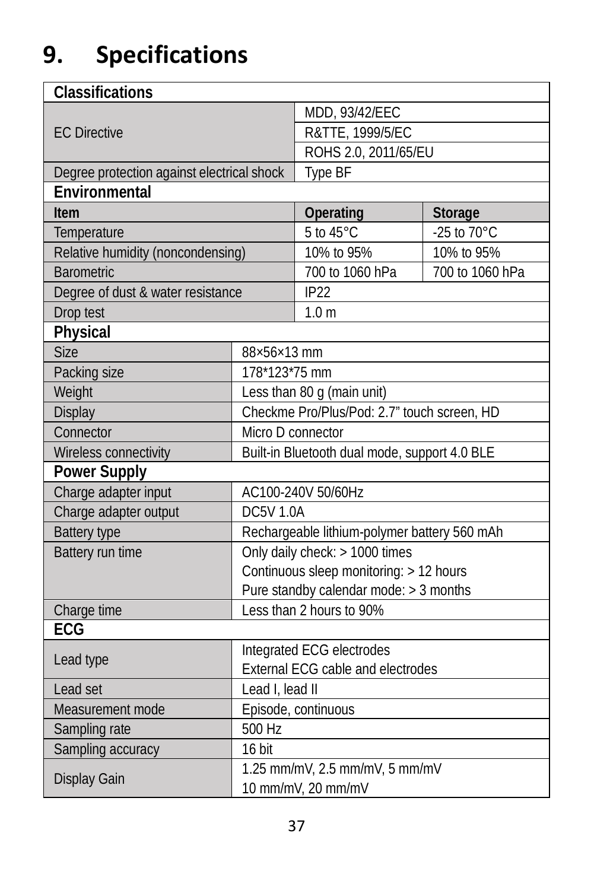# 9. Specifications

| Classifications | | |
|---|---|---|
| EC Directive | MDD, 93/42/EEC | |
| | R&TTE, 1999/5/EC | |
| | ROHS 2.0, 2011/65/EU | |
| Degree protection against electrical shock | Type BF | |
| **Environmental** | | |
| **Item** | **Operating** | **Storage** |
| Temperature | 5 to 45°C | -25 to 70°C |
| Relative humidity (noncondensing) | 10% to 95% | 10% to 95% |
| Barometric | 700 to 1060 hPa | 700 to 1060 hPa |
| Degree of dust & water resistance | IP22 | |
| Drop test | 1.0 m | |

| Physical | |
|---|---|
| Size | 88×56×13 mm |
| Packing size | 178*123*75 mm |
| Weight | Less than 80 g (main unit) |
| Display | Checkme Pro/Plus/Pod: 2.7” touch screen, HD |
| Connector | Micro D connector |
| Wireless connectivity | Built-in Bluetooth dual mode, support 4.0 BLE |
| **Power Supply** | |
| Charge adapter input | AC100-240V 50/60Hz |
| Charge adapter output | DC5V 1.0A |
| Battery type | Rechargeable lithium-polymer battery 560 mAh |
| Battery run time | Only daily check: > 1000 times<br>Continuous sleep monitoring: > 12 hours<br>Pure standby calendar mode: > 3 months |
| Charge time | Less than 2 hours to 90% |
| **ECG** | |
| Lead type | Integrated ECG electrodes<br>External ECG cable and electrodes |
| Lead set | Lead I, lead II |
| Measurement mode | Episode, continuous |
| Sampling rate | 500 Hz |
| Sampling accuracy | 16 bit |
| Display Gain | 1.25 mm/mV, 2.5 mm/mV, 5 mm/mV<br>10 mm/mV, 20 mm/mV |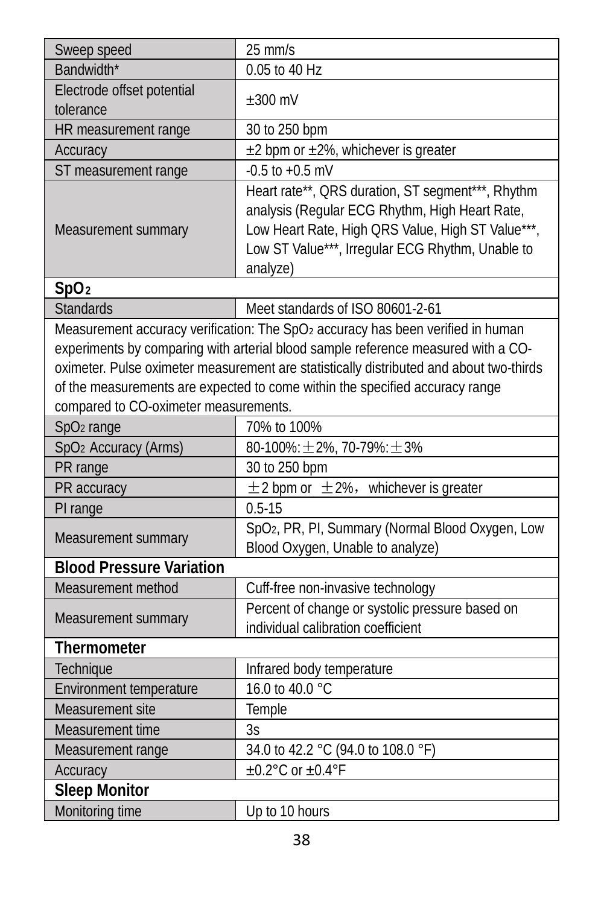| Sweep speed | 25 mm/s |
| --- | --- |
| Bandwidth* | 0.05 to 40 Hz |
| Electrode offset potential tolerance | ±300 mV |
| HR measurement range | 30 to 250 bpm |
| Accuracy | ±2 bpm or ±2%, whichever is greater |
| ST measurement range | -0.5 to +0.5 mV |
| Measurement summary | Heart rate**, QRS duration, ST segment***, Rhythm analysis (Regular ECG Rhythm, High Heart Rate, Low Heart Rate, High QRS Value, High ST Value***, Low ST Value***, Irregular ECG Rhythm, Unable to analyze) |
| **$SpO_2$** | |
| Standards | Meet standards of ISO 80601-2-61 |
| Measurement accuracy verification: The $SpO_2$ accuracy has been verified in human experiments by comparing with arterial blood sample reference measured with a CO-oximeter. Pulse oximeter measurement are statistically distributed and about two-thirds of the measurements are expected to come within the specified accuracy range compared to CO-oximeter measurements. | |
| $SpO_2$ range | 70% to 100% |
| $SpO_2$ Accuracy (Arms) | 80-100%:±2%, 70-79%:±3% |
| PR range | 30 to 250 bpm |
| PR accuracy | ±2 bpm or ±2%， whichever is greater |
| PI range | 0.5-15 |
| Measurement summary | $SpO_2$, PR, PI, Summary (Normal Blood Oxygen, Low Blood Oxygen, Unable to analyze) |
| **Blood Pressure Variation** | |
| Measurement method | Cuff-free non-invasive technology |
| Measurement summary | Percent of change or systolic pressure based on individual calibration coefficient |
| **Thermometer** | |
| Technique | Infrared body temperature |
| Environment temperature | 16.0 to 40.0 °C |
| Measurement site | Temple |
| Measurement time | 3s |
| Measurement range | 34.0 to 42.2 °C (94.0 to 108.0 °F) |
| Accuracy | ±0.2°C or ±0.4°F |
| **Sleep Monitor** | |
| Monitoring time | Up to 10 hours |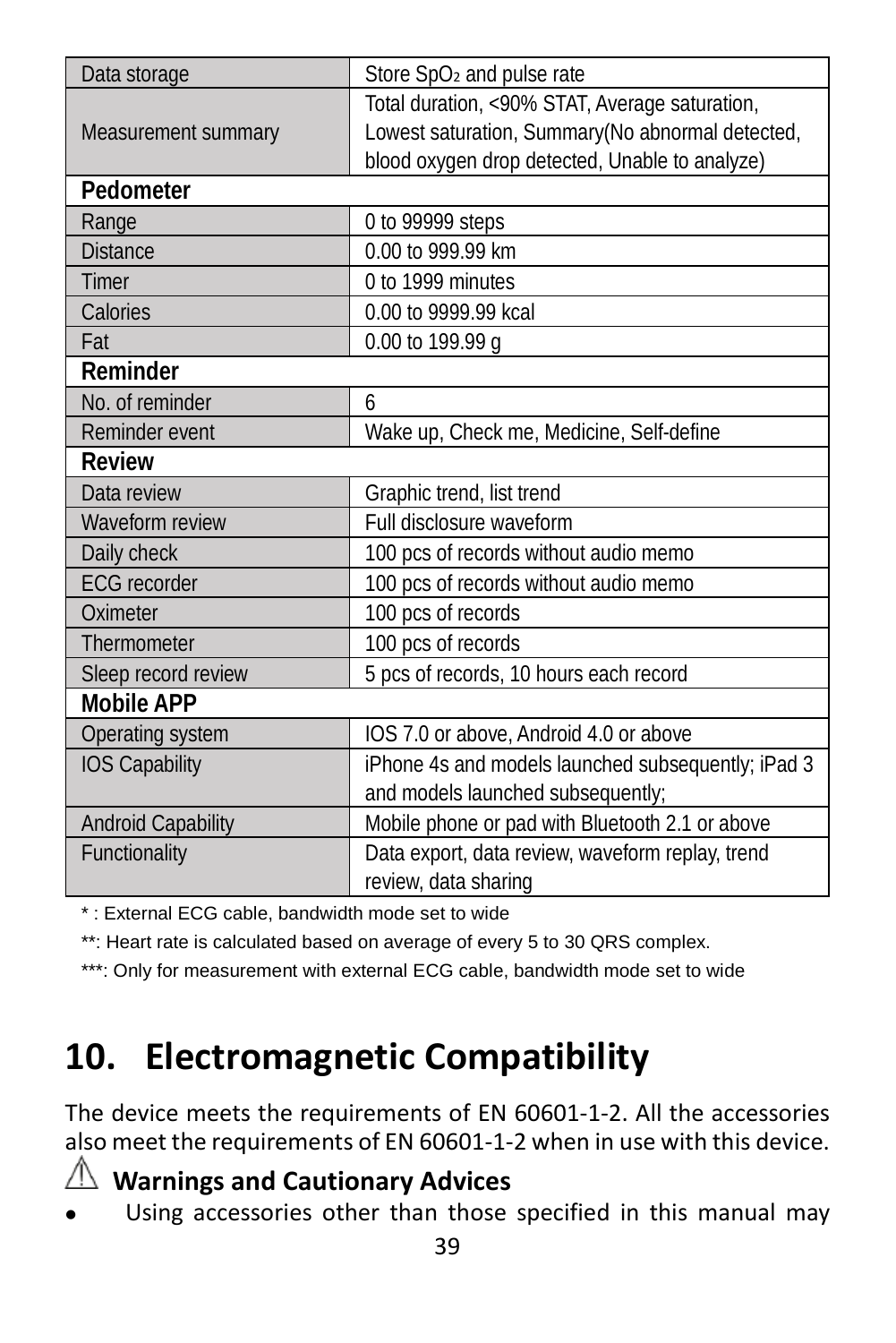| Data storage | Store $SpO_2$ and pulse rate |
|---|---|
| Measurement summary | Total duration, <90% STAT, Average saturation, Lowest saturation, Summary(No abnormal detected, blood oxygen drop detected, Unable to analyze) |
| **Pedometer** | |
| Range | 0 to 99999 steps |
| Distance | 0.00 to 999.99 km |
| Timer | 0 to 1999 minutes |
| Calories | 0.00 to 9999.99 kcal |
| Fat | 0.00 to 199.99 g |
| **Reminder** | |
| No. of reminder | 6 |
| Reminder event | Wake up, Check me, Medicine, Self-define |
| **Review** | |
| Data review | Graphic trend, list trend |
| Waveform review | Full disclosure waveform |
| Daily check | 100 pcs of records without audio memo |
| ECG recorder | 100 pcs of records without audio memo |
| Oximeter | 100 pcs of records |
| Thermometer | 100 pcs of records |
| Sleep record review | 5 pcs of records, 10 hours each record |
| **Mobile APP** | |
| Operating system | IOS 7.0 or above, Android 4.0 or above |
| IOS Capability | iPhone 4s and models launched subsequently; iPad 3 and models launched subsequently; |
| Android Capability | Mobile phone or pad with Bluetooth 2.1 or above |
| Functionality | Data export, data review, waveform replay, trend review, data sharing |

* : External ECG cable, bandwidth mode set to wide

**: Heart rate is calculated based on average of every 5 to 30 QRS complex.

***: Only for measurement with external ECG cable, bandwidth mode set to wide

# 10. Electromagnetic Compatibility

The device meets the requirements of EN 60601-1-2. All the accessories also meet the requirements of EN 60601-1-2 when in use with this device.

⚠ **Warnings and Cautionary Advices**

- Using accessories other than those specified in this manual may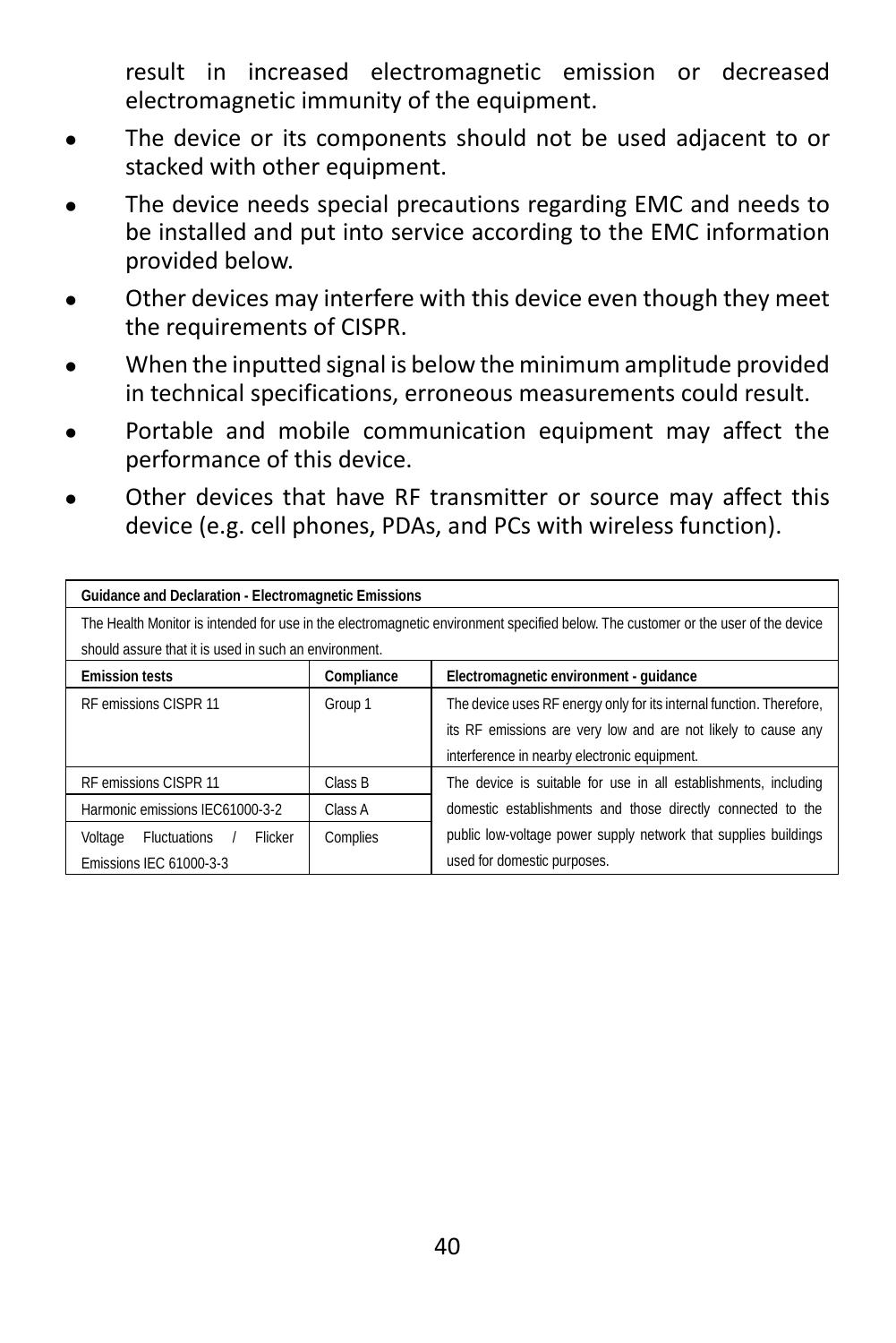result in increased electromagnetic emission or decreased electromagnetic immunity of the equipment.

- The device or its components should not be used adjacent to or stacked with other equipment.
- The device needs special precautions regarding EMC and needs to be installed and put into service according to the EMC information provided below.
- Other devices may interfere with this device even though they meet the requirements of CISPR.
- When the inputted signal is below the minimum amplitude provided in technical specifications, erroneous measurements could result.
- Portable and mobile communication equipment may affect the performance of this device.
- Other devices that have RF transmitter or source may affect this device (e.g. cell phones, PDAs, and PCs with wireless function).

| **Guidance and Declaration - Electromagnetic Emissions** | | |
|---|---|---|
| The Health Monitor is intended for use in the electromagnetic environment specified below. The customer or the user of the device should assure that it is used in such an environment. | | |
| **Emission tests** | **Compliance** | **Electromagnetic environment - guidance** |
| RF emissions CISPR 11 | Group 1 | The device uses RF energy only for its internal function. Therefore, its RF emissions are very low and are not likely to cause any interference in nearby electronic equipment. |
| RF emissions CISPR 11 | Class B | The device is suitable for use in all establishments, including domestic establishments and those directly connected to the public low-voltage power supply network that supplies buildings used for domestic purposes. |
| Harmonic emissions IEC61000-3-2 | Class A | |
| Voltage Fluctuations / Flicker Emissions IEC 61000-3-3 | Complies | |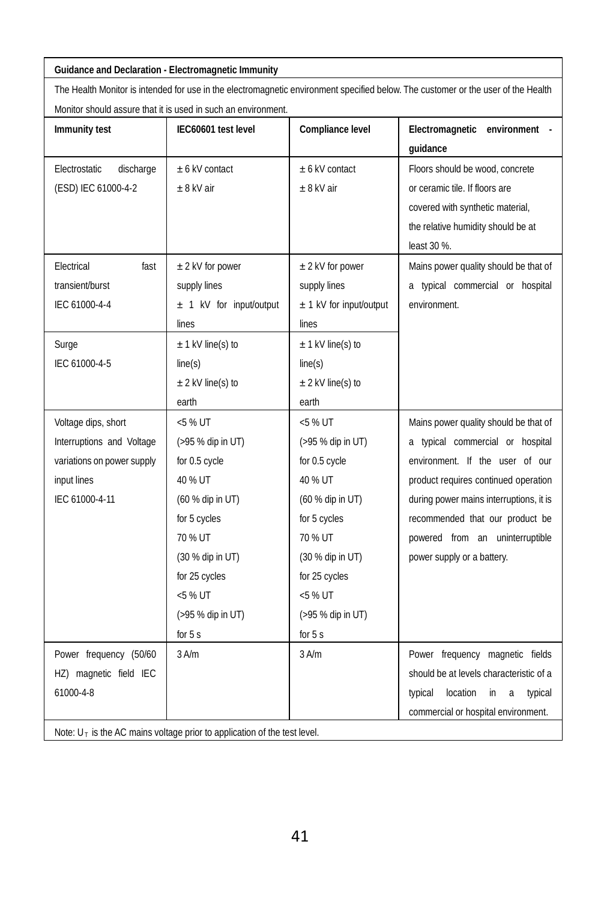**Guidance and Declaration - Electromagnetic Immunity**

The Health Monitor is intended for use in the electromagnetic environment specified below. The customer or the user of the Health Monitor should assure that it is used in such an environment.

| Immunity test | IEC60601 test level | Compliance level | Electromagnetic environment - guidance |
|---|---|---|---|
| Electrostatic discharge (ESD) IEC 61000-4-2 | ± 6 kV contact<br>± 8 kV air | ± 6 kV contact<br>± 8 kV air | Floors should be wood, concrete or ceramic tile. If floors are covered with synthetic material, the relative humidity should be at least 30 %. |
| Electrical fast transient/burst IEC 61000-4-4 | ± 2 kV for power supply lines<br>± 1 kV for input/output lines | ± 2 kV for power supply lines<br>± 1 kV for input/output lines | Mains power quality should be that of a typical commercial or hospital environment. |
| Surge IEC 61000-4-5 | ± 1 kV line(s) to line(s)<br>± 2 kV line(s) to earth | ± 1 kV line(s) to line(s)<br>± 2 kV line(s) to earth | |
| Voltage dips, short Interruptions and Voltage variations on power supply input lines IEC 61000-4-11 | <5 % UT (>95 % dip in UT) for 0.5 cycle<br>40 % UT (60 % dip in UT) for 5 cycles<br>70 % UT (30 % dip in UT) for 25 cycles<br><5 % UT (>95 % dip in UT) for 5 s | <5 % UT (>95 % dip in UT) for 0.5 cycle<br>40 % UT (60 % dip in UT) for 5 cycles<br>70 % UT (30 % dip in UT) for 25 cycles<br><5 % UT (>95 % dip in UT) for 5 s | Mains power quality should be that of a typical commercial or hospital environment. If the user of our product requires continued operation during power mains interruptions, it is recommended that our product be powered from an uninterruptible power supply or a battery. |
| Power frequency (50/60 HZ) magnetic field IEC 61000-4-8 | 3 A/m | 3 A/m | Power frequency magnetic fields should be at levels characteristic of a typical location in a typical commercial or hospital environment. |

Note: $U_T$ is the AC mains voltage prior to application of the test level.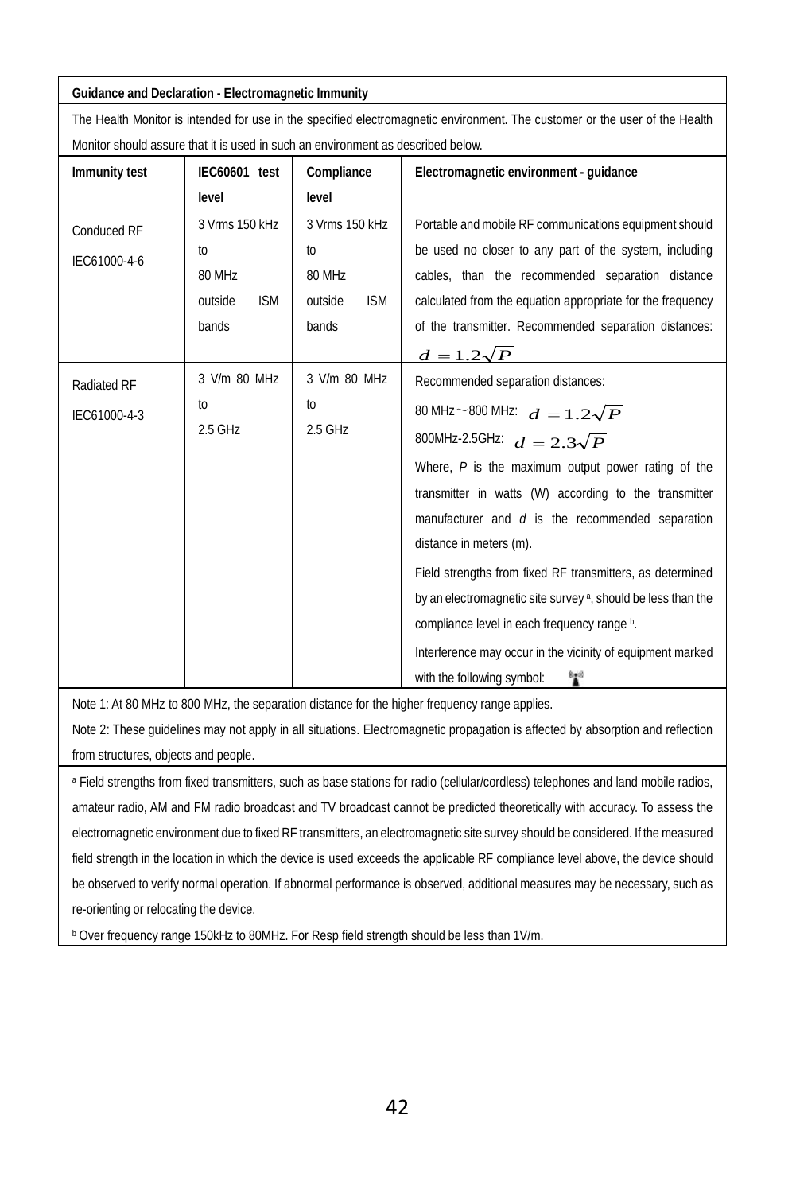| Guidance and Declaration - Electromagnetic Immunity | | | |
|---|---|---|---|
| The Health Monitor is intended for use in the specified electromagnetic environment. The customer or the user of the Health Monitor should assure that it is used in such an environment as described below. | | | |
| **Immunity test** | **IEC60601 test level** | **Compliance level** | **Electromagnetic environment - guidance** |
| Conduced RF IEC61000-4-6 | 3 Vrms 150 kHz to 80 MHz outside ISM bands | 3 Vrms 150 kHz to 80 MHz outside ISM bands | Portable and mobile RF communications equipment should be used no closer to any part of the system, including cables, than the recommended separation distance calculated from the equation appropriate for the frequency of the transmitter. Recommended separation distances: $d = 1.2\sqrt{P}$ |
| Radiated RF IEC61000-4-3 | 3 V/m 80 MHz to 2.5 GHz | 3 V/m 80 MHz to 2.5 GHz | Recommended separation distances:<br>80 MHz～800 MHz: $d = 1.2\sqrt{P}$<br>800MHz-2.5GHz: $d = 2.3\sqrt{P}$<br>Where, *P* is the maximum output power rating of the transmitter in watts (W) according to the transmitter manufacturer and *d* is the recommended separation distance in meters (m).<br>Field strengths from fixed RF transmitters, as determined by an electromagnetic site survey [a], should be less than the compliance level in each frequency range [b].<br>Interference may occur in the vicinity of equipment marked with the following symbol: |
| Note 1: At 80 MHz to 800 MHz, the separation distance for the higher frequency range applies.<br>Note 2: These guidelines may not apply in all situations. Electromagnetic propagation is affected by absorption and reflection from structures, objects and people. | | | |
| [a] Field strengths from fixed transmitters, such as base stations for radio (cellular/cordless) telephones and land mobile radios, amateur radio, AM and FM radio broadcast and TV broadcast cannot be predicted theoretically with accuracy. To assess the electromagnetic environment due to fixed RF transmitters, an electromagnetic site survey should be considered. If the measured field strength in the location in which the device is used exceeds the applicable RF compliance level above, the device should be observed to verify normal operation. If abnormal performance is observed, additional measures may be necessary, such as re-orienting or relocating the device.<br>[b] Over frequency range 150kHz to 80MHz. For Resp field strength should be less than 1V/m. | | | |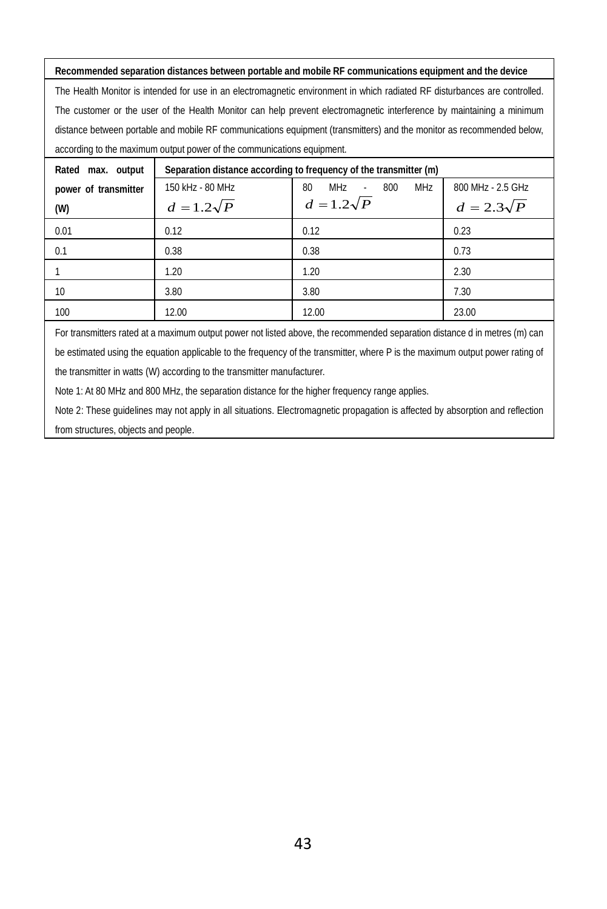| Recommended separation distances between portable and mobile RF communications equipment and the device | | | |
|---|---|---|---|
| The Health Monitor is intended for use in an electromagnetic environment in which radiated RF disturbances are controlled. The customer or the user of the Health Monitor can help prevent electromagnetic interference by maintaining a minimum distance between portable and mobile RF communications equipment (transmitters) and the monitor as recommended below, according to the maximum output power of the communications equipment. | | | |
| **Rated max. output power of transmitter (W)** | **Separation distance according to frequency of the transmitter (m)** | | |
| | 150 kHz - 80 MHz $d = 1.2\sqrt{P}$ | 80 MHz - 800 MHz $d = 1.2\sqrt{P}$ | 800 MHz - 2.5 GHz $d = 2.3\sqrt{P}$ |
| 0.01 | 0.12 | 0.12 | 0.23 |
| 0.1 | 0.38 | 0.38 | 0.73 |
| 1 | 1.20 | 1.20 | 2.30 |
| 10 | 3.80 | 3.80 | 7.30 |
| 100 | 12.00 | 12.00 | 23.00 |

For transmitters rated at a maximum output power not listed above, the recommended separation distance d in metres (m) can be estimated using the equation applicable to the frequency of the transmitter, where P is the maximum output power rating of the transmitter in watts (W) according to the transmitter manufacturer.

Note 1: At 80 MHz and 800 MHz, the separation distance for the higher frequency range applies.

Note 2: These guidelines may not apply in all situations. Electromagnetic propagation is affected by absorption and reflection from structures, objects and people.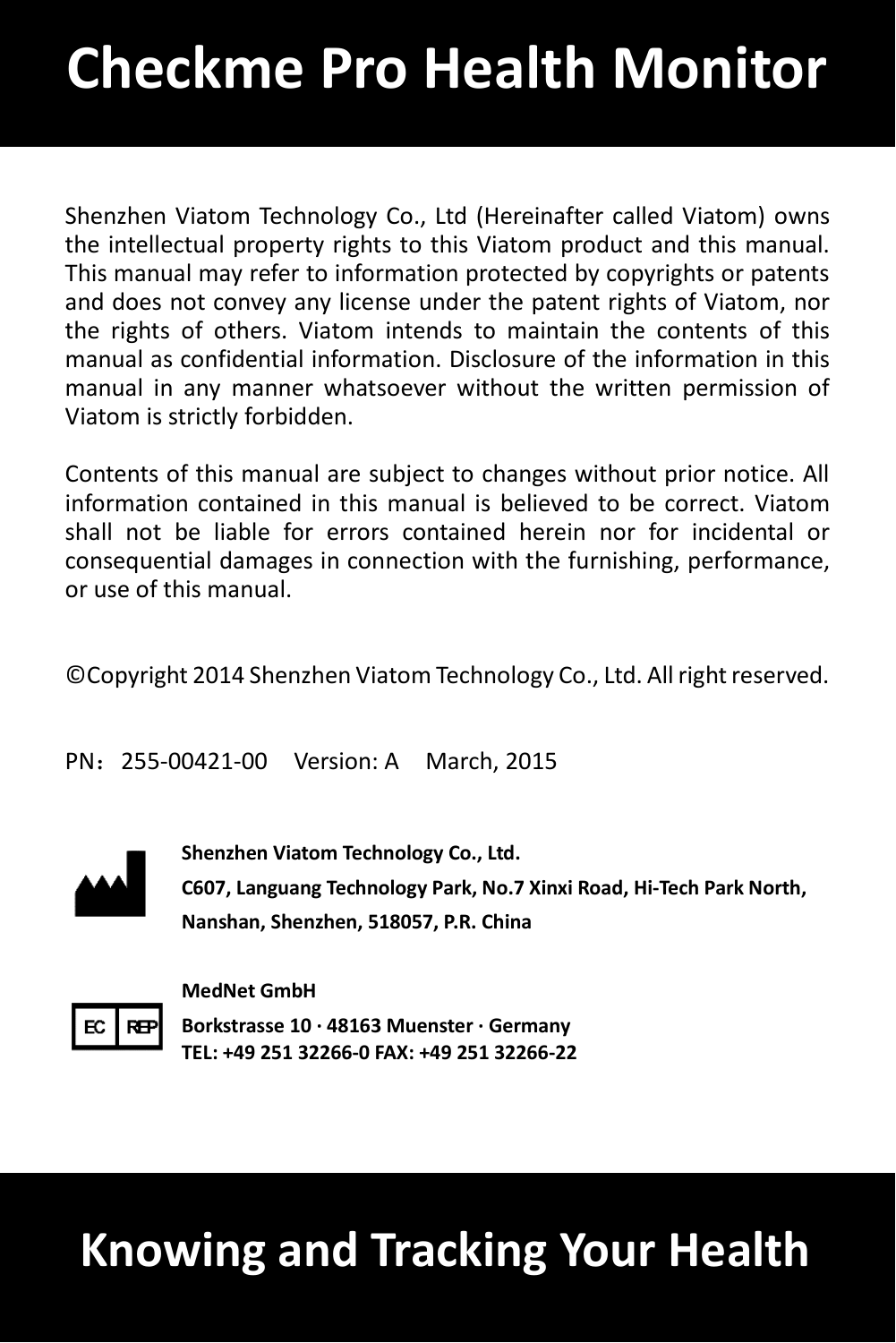# Checkme Pro Health Monitor

Shenzhen Viatom Technology Co., Ltd (Hereinafter called Viatom) owns the intellectual property rights to this Viatom product and this manual. This manual may refer to information protected by copyrights or patents and does not convey any license under the patent rights of Viatom, nor the rights of others. Viatom intends to maintain the contents of this manual as confidential information. Disclosure of the information in this manual in any manner whatsoever without the written permission of Viatom is strictly forbidden.

Contents of this manual are subject to changes without prior notice. All information contained in this manual is believed to be correct. Viatom shall not be liable for errors contained herein nor for incidental or consequential damages in connection with the furnishing, performance, or use of this manual.

©Copyright 2014 Shenzhen Viatom Technology Co., Ltd. All right reserved.

PN：255-00421-00    Version: A    March, 2015

**Shenzhen Viatom Technology Co., Ltd.**
**C607, Languang Technology Park, No.7 Xinxi Road, Hi-Tech Park North, Nanshan, Shenzhen, 518057, P.R. China**

EC REP
**MedNet GmbH**
**Borkstrasse 10 · 48163 Muenster · Germany**
**TEL: +49 251 32266-0 FAX: +49 251 32266-22**

# Knowing and Tracking Your Health